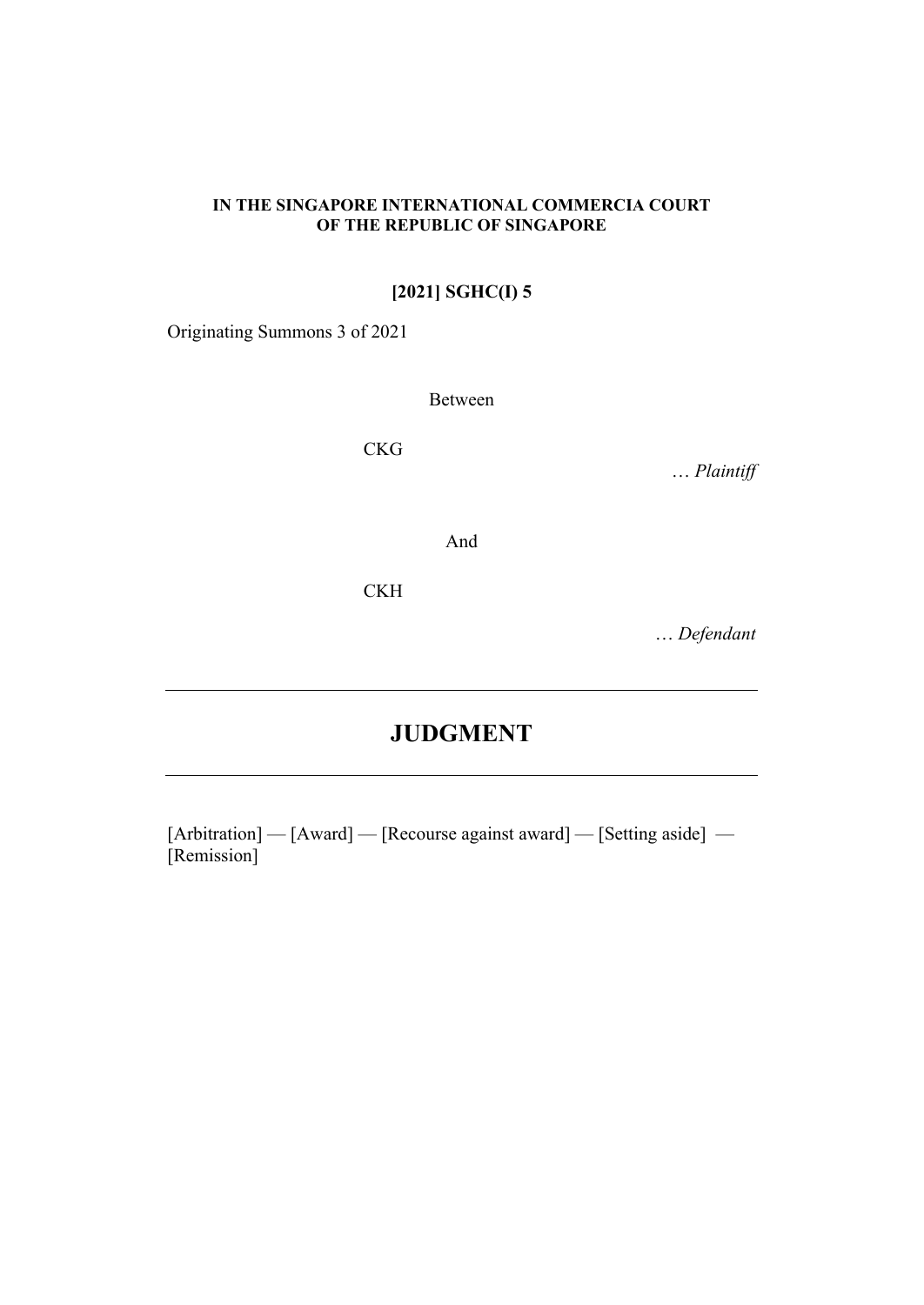**IN THE SINGAPORE INTERNATIONAL COMMERCIA COURT**
**OF THE REPUBLIC OF SINGAPORE**

**[2021] SGHC(I) 5**

Originating Summons 3 of 2021

Between

CKG

… *Plaintiff*

And

CKH

… *Defendant*

---

# JUDGMENT

---

[Arbitration] — [Award] — [Recourse against award] — [Setting aside] — [Remission]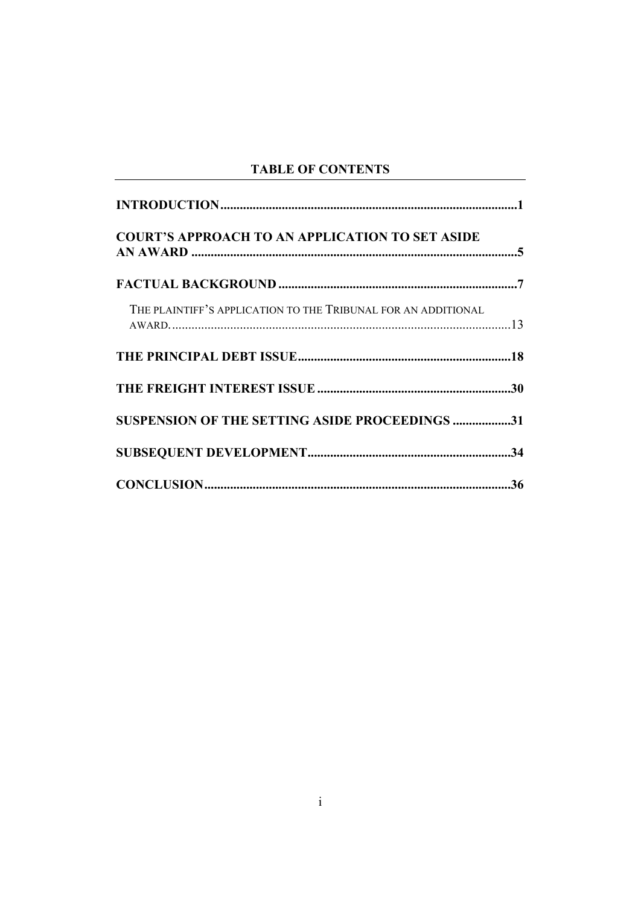## TABLE OF CONTENTS

**INTRODUCTION** .......... **1**

**COURT'S APPROACH TO AN APPLICATION TO SET ASIDE AN AWARD** .......... **5**

**FACTUAL BACKGROUND** .......... **7**

THE PLAINTIFF'S APPLICATION TO THE TRIBUNAL FOR AN ADDITIONAL AWARD. .......... 13

**THE PRINCIPAL DEBT ISSUE** .......... **18**

**THE FREIGHT INTEREST ISSUE** .......... **30**

**SUSPENSION OF THE SETTING ASIDE PROCEEDINGS** .......... **31**

**SUBSEQUENT DEVELOPMENT** .......... **34**

**CONCLUSION** .......... **36**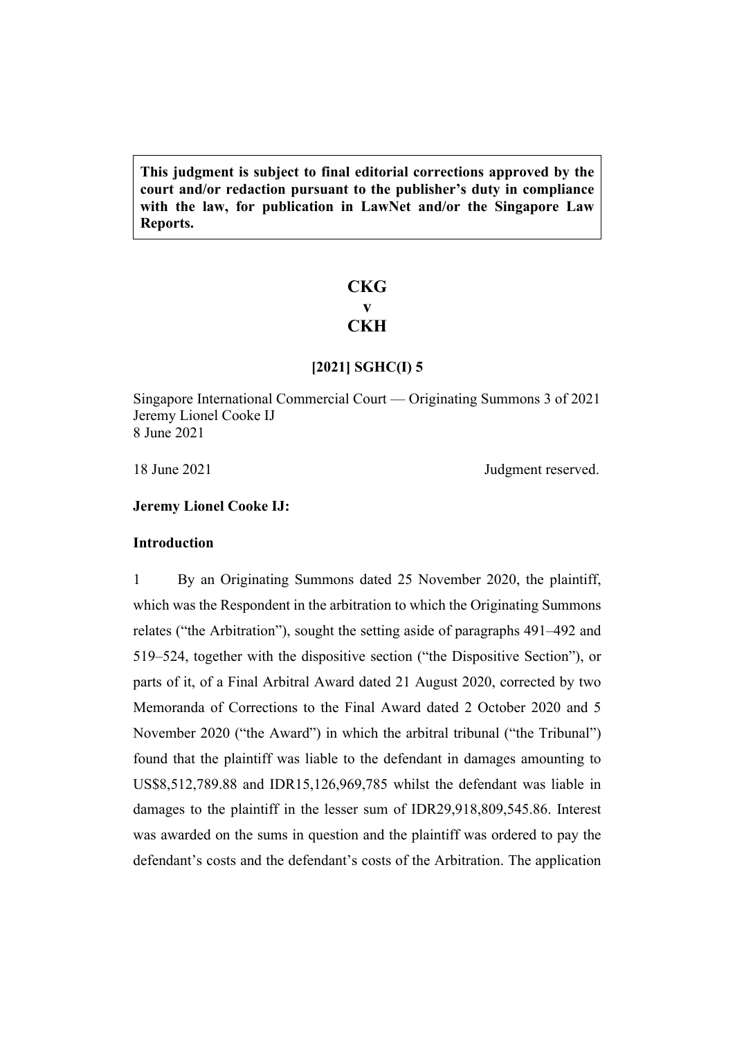**This judgment is subject to final editorial corrections approved by the court and/or redaction pursuant to the publisher's duty in compliance with the law, for publication in LawNet and/or the Singapore Law Reports.**

# CKG
# v
# CKH

**[2021] SGHC(I) 5**

Singapore International Commercial Court — Originating Summons 3 of 2021
Jeremy Lionel Cooke IJ
8 June 2021

18 June 2021 Judgment reserved.

**Jeremy Lionel Cooke IJ:**

## Introduction

1 By an Originating Summons dated 25 November 2020, the plaintiff, which was the Respondent in the arbitration to which the Originating Summons relates ("the Arbitration"), sought the setting aside of paragraphs 491–492 and 519–524, together with the dispositive section ("the Dispositive Section"), or parts of it, of a Final Arbitral Award dated 21 August 2020, corrected by two Memoranda of Corrections to the Final Award dated 2 October 2020 and 5 November 2020 ("the Award") in which the arbitral tribunal ("the Tribunal") found that the plaintiff was liable to the defendant in damages amounting to US$8,512,789.88 and IDR15,126,969,785 whilst the defendant was liable in damages to the plaintiff in the lesser sum of IDR29,918,809,545.86. Interest was awarded on the sums in question and the plaintiff was ordered to pay the defendant's costs and the defendant's costs of the Arbitration. The application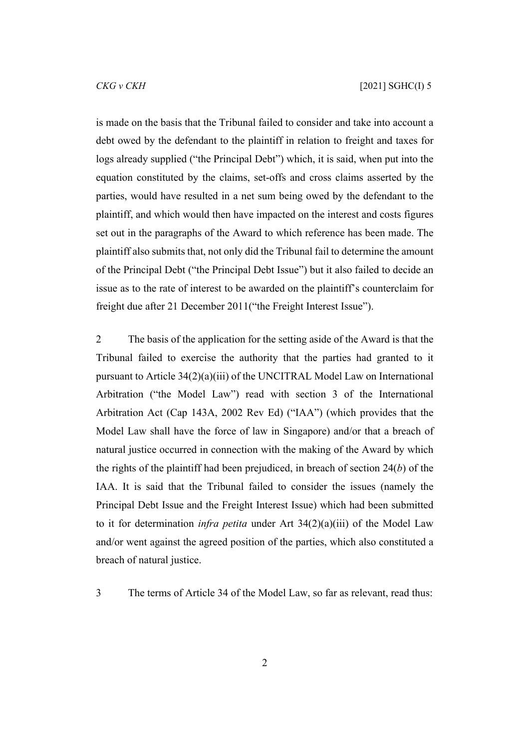is made on the basis that the Tribunal failed to consider and take into account a debt owed by the defendant to the plaintiff in relation to freight and taxes for logs already supplied ("the Principal Debt") which, it is said, when put into the equation constituted by the claims, set-offs and cross claims asserted by the parties, would have resulted in a net sum being owed by the defendant to the plaintiff, and which would then have impacted on the interest and costs figures set out in the paragraphs of the Award to which reference has been made. The plaintiff also submits that, not only did the Tribunal fail to determine the amount of the Principal Debt ("the Principal Debt Issue") but it also failed to decide an issue as to the rate of interest to be awarded on the plaintiff's counterclaim for freight due after 21 December 2011("the Freight Interest Issue").

2 The basis of the application for the setting aside of the Award is that the Tribunal failed to exercise the authority that the parties had granted to it pursuant to Article 34(2)(a)(iii) of the UNCITRAL Model Law on International Arbitration ("the Model Law") read with section 3 of the International Arbitration Act (Cap 143A, 2002 Rev Ed) ("IAA") (which provides that the Model Law shall have the force of law in Singapore) and/or that a breach of natural justice occurred in connection with the making of the Award by which the rights of the plaintiff had been prejudiced, in breach of section 24(*b*) of the IAA. It is said that the Tribunal failed to consider the issues (namely the Principal Debt Issue and the Freight Interest Issue) which had been submitted to it for determination *infra petita* under Art 34(2)(a)(iii) of the Model Law and/or went against the agreed position of the parties, which also constituted a breach of natural justice.

3 The terms of Article 34 of the Model Law, so far as relevant, read thus: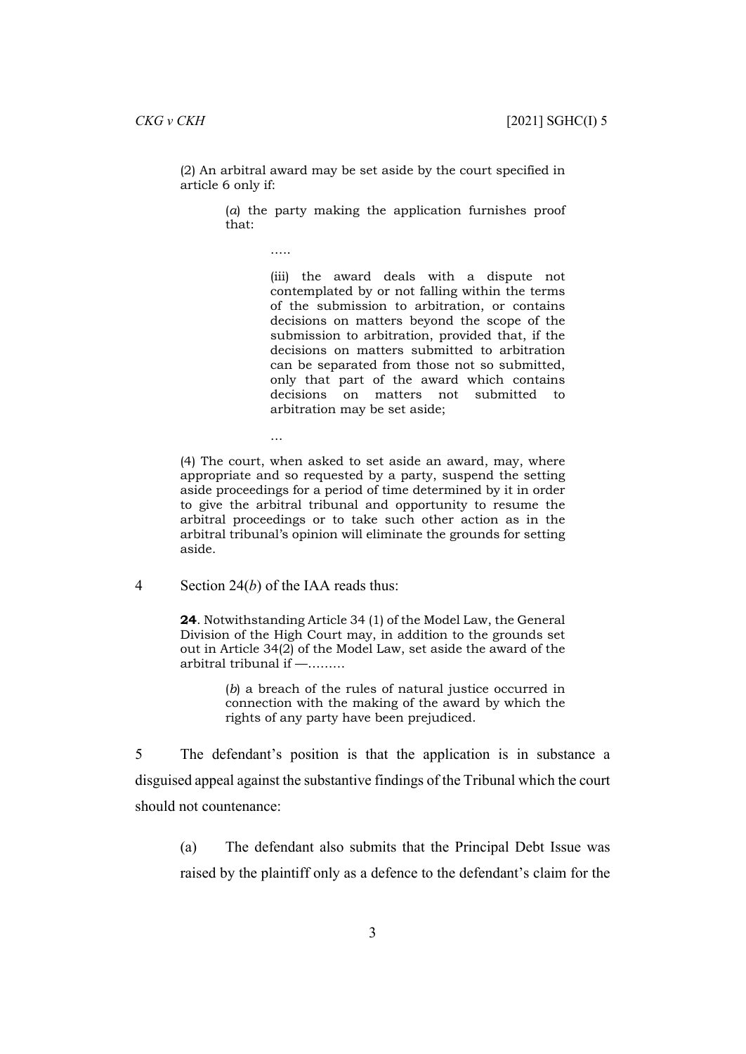(2) An arbitral award may be set aside by the court specified in article 6 only if:

> (*a*) the party making the application furnishes proof that:
>
> …..
>
> > (iii) the award deals with a dispute not contemplated by or not falling within the terms of the submission to arbitration, or contains decisions on matters beyond the scope of the submission to arbitration, provided that, if the decisions on matters submitted to arbitration can be separated from those not so submitted, only that part of the award which contains decisions on matters not submitted to arbitration may be set aside;
>
> …

(4) The court, when asked to set aside an award, may, where appropriate and so requested by a party, suspend the setting aside proceedings for a period of time determined by it in order to give the arbitral tribunal and opportunity to resume the arbitral proceedings or to take such other action as in the arbitral tribunal's opinion will eliminate the grounds for setting aside.

4 Section 24(*b*) of the IAA reads thus:

> **24**. Notwithstanding Article 34 (1) of the Model Law, the General Division of the High Court may, in addition to the grounds set out in Article 34(2) of the Model Law, set aside the award of the arbitral tribunal if —………
>
> > (*b*) a breach of the rules of natural justice occurred in connection with the making of the award by which the rights of any party have been prejudiced.

5 The defendant's position is that the application is in substance a disguised appeal against the substantive findings of the Tribunal which the court should not countenance:

(a) The defendant also submits that the Principal Debt Issue was raised by the plaintiff only as a defence to the defendant's claim for the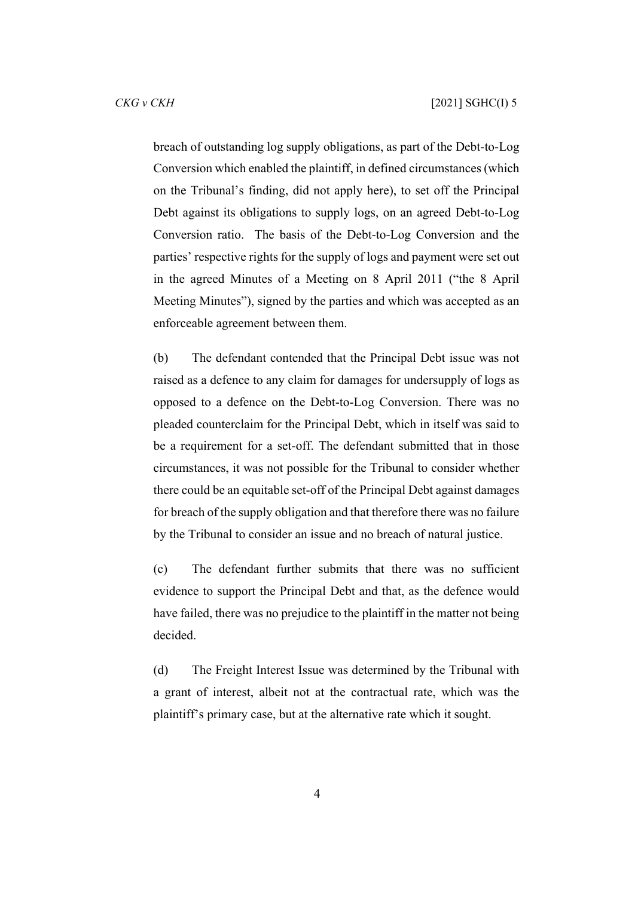breach of outstanding log supply obligations, as part of the Debt-to-Log Conversion which enabled the plaintiff, in defined circumstances (which on the Tribunal's finding, did not apply here), to set off the Principal Debt against its obligations to supply logs, on an agreed Debt-to-Log Conversion ratio. The basis of the Debt-to-Log Conversion and the parties' respective rights for the supply of logs and payment were set out in the agreed Minutes of a Meeting on 8 April 2011 ("the 8 April Meeting Minutes"), signed by the parties and which was accepted as an enforceable agreement between them.

(b) The defendant contended that the Principal Debt issue was not raised as a defence to any claim for damages for undersupply of logs as opposed to a defence on the Debt-to-Log Conversion. There was no pleaded counterclaim for the Principal Debt, which in itself was said to be a requirement for a set-off. The defendant submitted that in those circumstances, it was not possible for the Tribunal to consider whether there could be an equitable set-off of the Principal Debt against damages for breach of the supply obligation and that therefore there was no failure by the Tribunal to consider an issue and no breach of natural justice.

(c) The defendant further submits that there was no sufficient evidence to support the Principal Debt and that, as the defence would have failed, there was no prejudice to the plaintiff in the matter not being decided.

(d) The Freight Interest Issue was determined by the Tribunal with a grant of interest, albeit not at the contractual rate, which was the plaintiff's primary case, but at the alternative rate which it sought.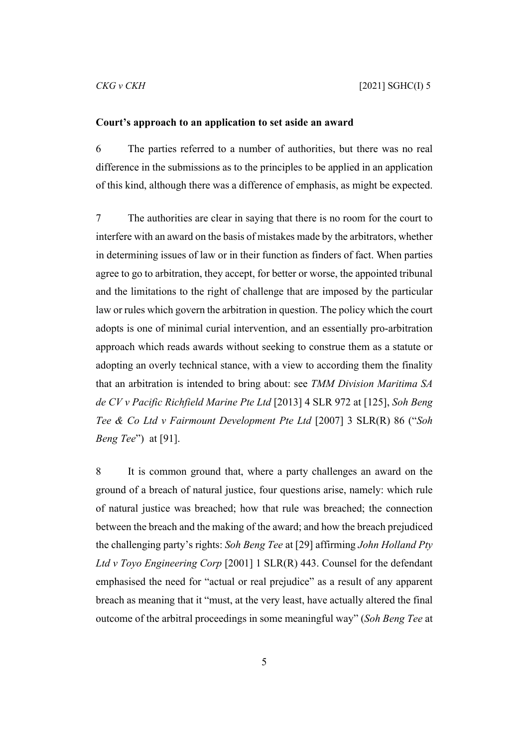**Court's approach to an application to set aside an award**

6 The parties referred to a number of authorities, but there was no real difference in the submissions as to the principles to be applied in an application of this kind, although there was a difference of emphasis, as might be expected.

7 The authorities are clear in saying that there is no room for the court to interfere with an award on the basis of mistakes made by the arbitrators, whether in determining issues of law or in their function as finders of fact. When parties agree to go to arbitration, they accept, for better or worse, the appointed tribunal and the limitations to the right of challenge that are imposed by the particular law or rules which govern the arbitration in question. The policy which the court adopts is one of minimal curial intervention, and an essentially pro-arbitration approach which reads awards without seeking to construe them as a statute or adopting an overly technical stance, with a view to according them the finality that an arbitration is intended to bring about: see *TMM Division Maritima SA de CV v Pacific Richfield Marine Pte Ltd* [2013] 4 SLR 972 at [125], *Soh Beng Tee & Co Ltd v Fairmount Development Pte Ltd* [2007] 3 SLR(R) 86 ("*Soh Beng Tee*") at [91].

8 It is common ground that, where a party challenges an award on the ground of a breach of natural justice, four questions arise, namely: which rule of natural justice was breached; how that rule was breached; the connection between the breach and the making of the award; and how the breach prejudiced the challenging party's rights: *Soh Beng Tee* at [29] affirming *John Holland Pty Ltd v Toyo Engineering Corp* [2001] 1 SLR(R) 443. Counsel for the defendant emphasised the need for "actual or real prejudice" as a result of any apparent breach as meaning that it "must, at the very least, have actually altered the final outcome of the arbitral proceedings in some meaningful way" (*Soh Beng Tee* at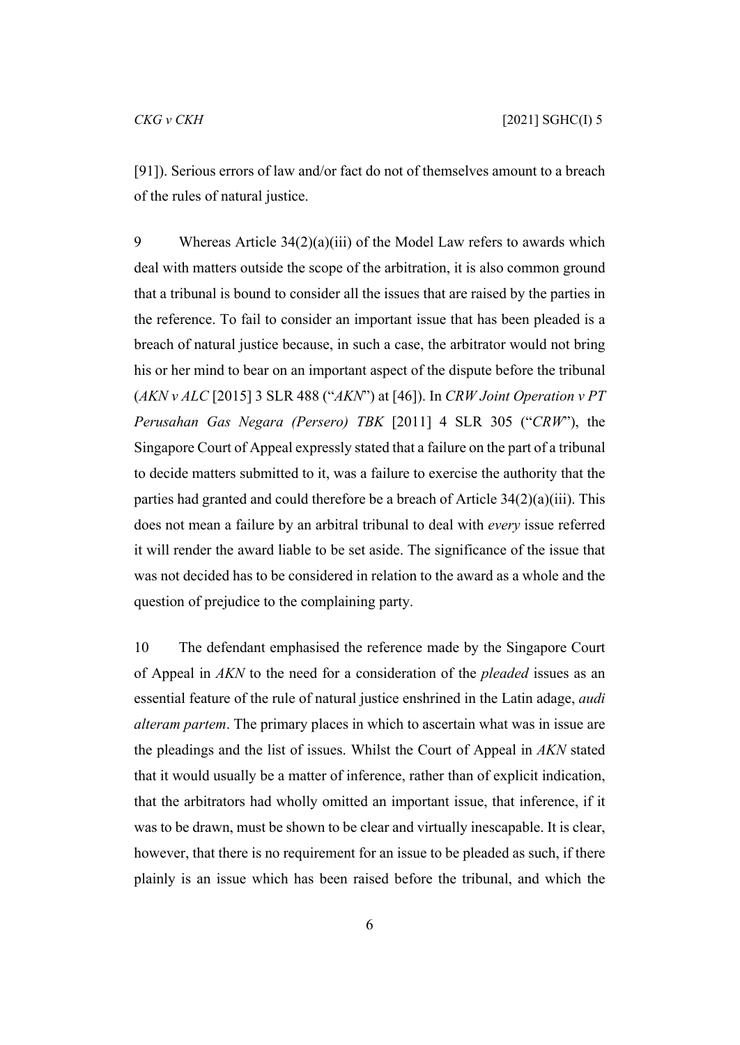[91]). Serious errors of law and/or fact do not of themselves amount to a breach of the rules of natural justice.

9 Whereas Article 34(2)(a)(iii) of the Model Law refers to awards which deal with matters outside the scope of the arbitration, it is also common ground that a tribunal is bound to consider all the issues that are raised by the parties in the reference. To fail to consider an important issue that has been pleaded is a breach of natural justice because, in such a case, the arbitrator would not bring his or her mind to bear on an important aspect of the dispute before the tribunal (*AKN v ALC* [2015] 3 SLR 488 ("*AKN*") at [46]). In *CRW Joint Operation v PT Perusahan Gas Negara (Persero) TBK* [2011] 4 SLR 305 ("*CRW*"), the Singapore Court of Appeal expressly stated that a failure on the part of a tribunal to decide matters submitted to it, was a failure to exercise the authority that the parties had granted and could therefore be a breach of Article 34(2)(a)(iii). This does not mean a failure by an arbitral tribunal to deal with *every* issue referred it will render the award liable to be set aside. The significance of the issue that was not decided has to be considered in relation to the award as a whole and the question of prejudice to the complaining party.

10 The defendant emphasised the reference made by the Singapore Court of Appeal in *AKN* to the need for a consideration of the *pleaded* issues as an essential feature of the rule of natural justice enshrined in the Latin adage, *audi alteram partem*. The primary places in which to ascertain what was in issue are the pleadings and the list of issues. Whilst the Court of Appeal in *AKN* stated that it would usually be a matter of inference, rather than of explicit indication, that the arbitrators had wholly omitted an important issue, that inference, if it was to be drawn, must be shown to be clear and virtually inescapable. It is clear, however, that there is no requirement for an issue to be pleaded as such, if there plainly is an issue which has been raised before the tribunal, and which the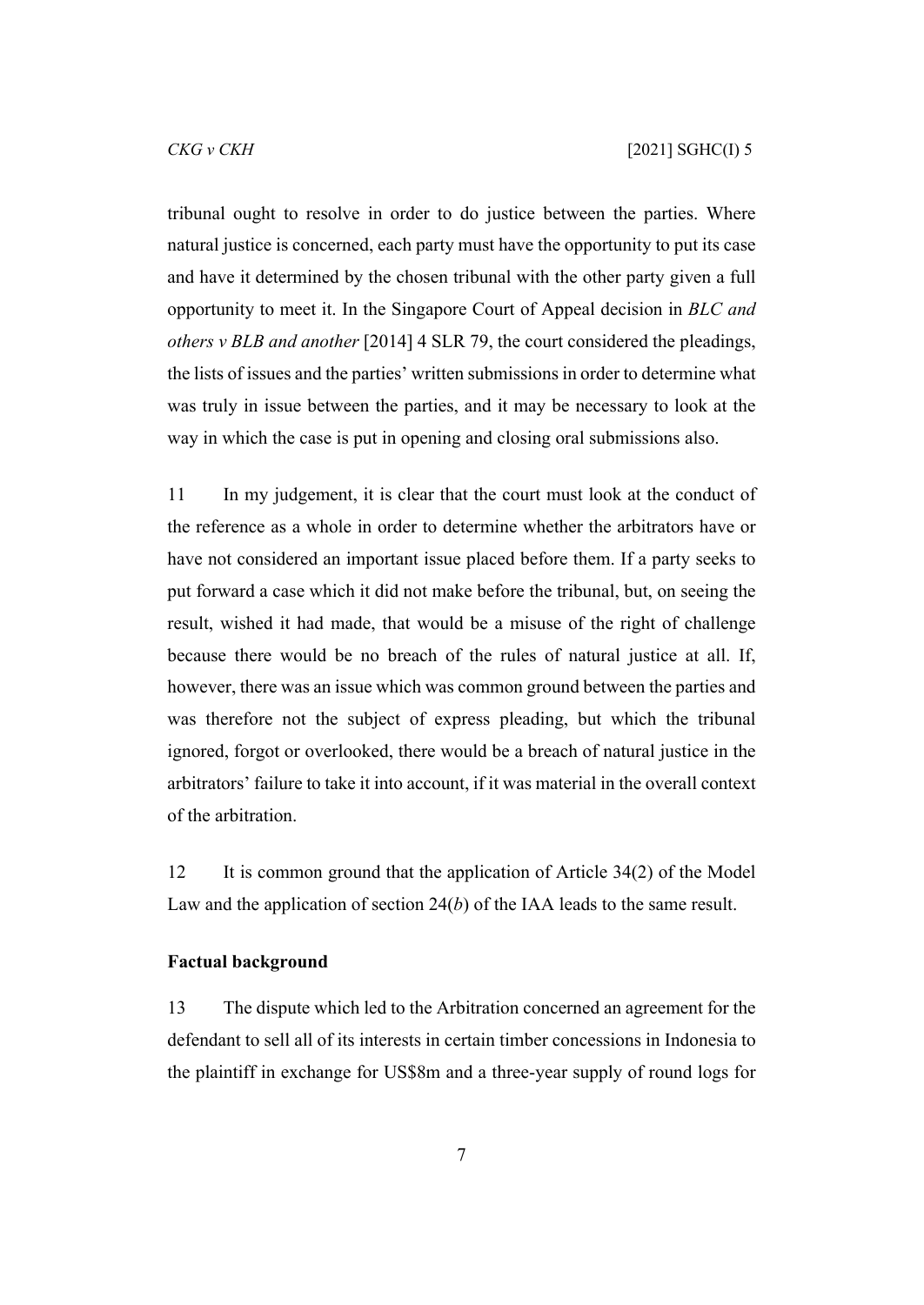tribunal ought to resolve in order to do justice between the parties. Where natural justice is concerned, each party must have the opportunity to put its case and have it determined by the chosen tribunal with the other party given a full opportunity to meet it. In the Singapore Court of Appeal decision in *BLC and others v BLB and another* [2014] 4 SLR 79, the court considered the pleadings, the lists of issues and the parties' written submissions in order to determine what was truly in issue between the parties, and it may be necessary to look at the way in which the case is put in opening and closing oral submissions also.

11 In my judgement, it is clear that the court must look at the conduct of the reference as a whole in order to determine whether the arbitrators have or have not considered an important issue placed before them. If a party seeks to put forward a case which it did not make before the tribunal, but, on seeing the result, wished it had made, that would be a misuse of the right of challenge because there would be no breach of the rules of natural justice at all. If, however, there was an issue which was common ground between the parties and was therefore not the subject of express pleading, but which the tribunal ignored, forgot or overlooked, there would be a breach of natural justice in the arbitrators' failure to take it into account, if it was material in the overall context of the arbitration.

12 It is common ground that the application of Article 34(2) of the Model Law and the application of section 24(*b*) of the IAA leads to the same result.

**Factual background**

13 The dispute which led to the Arbitration concerned an agreement for the defendant to sell all of its interests in certain timber concessions in Indonesia to the plaintiff in exchange for US$8m and a three-year supply of round logs for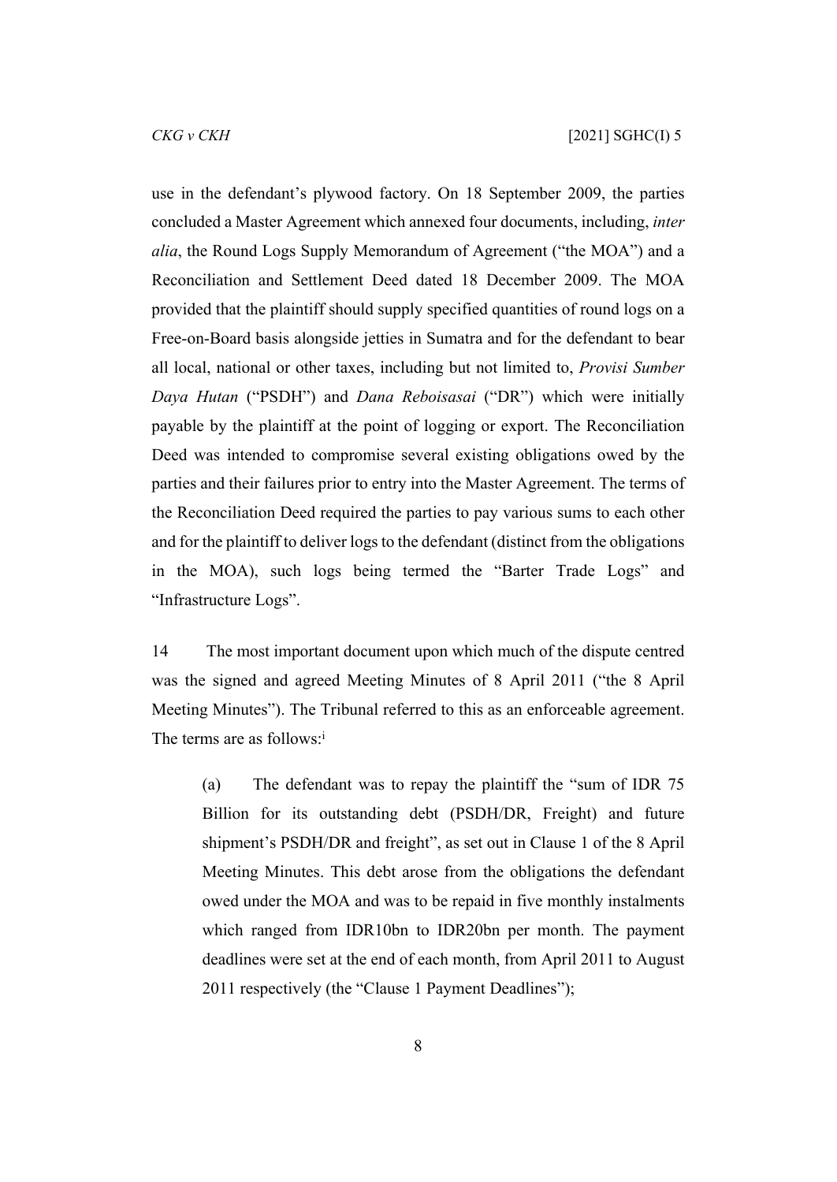use in the defendant's plywood factory. On 18 September 2009, the parties concluded a Master Agreement which annexed four documents, including, *inter alia*, the Round Logs Supply Memorandum of Agreement ("the MOA") and a Reconciliation and Settlement Deed dated 18 December 2009. The MOA provided that the plaintiff should supply specified quantities of round logs on a Free-on-Board basis alongside jetties in Sumatra and for the defendant to bear all local, national or other taxes, including but not limited to, *Provisi Sumber Daya Hutan* ("PSDH") and *Dana Reboisasai* ("DR") which were initially payable by the plaintiff at the point of logging or export. The Reconciliation Deed was intended to compromise several existing obligations owed by the parties and their failures prior to entry into the Master Agreement. The terms of the Reconciliation Deed required the parties to pay various sums to each other and for the plaintiff to deliver logs to the defendant (distinct from the obligations in the MOA), such logs being termed the "Barter Trade Logs" and "Infrastructure Logs".

14 The most important document upon which much of the dispute centred was the signed and agreed Meeting Minutes of 8 April 2011 ("the 8 April Meeting Minutes"). The Tribunal referred to this as an enforceable agreement. The terms are as follows:[i]

(a) The defendant was to repay the plaintiff the "sum of IDR 75 Billion for its outstanding debt (PSDH/DR, Freight) and future shipment's PSDH/DR and freight", as set out in Clause 1 of the 8 April Meeting Minutes. This debt arose from the obligations the defendant owed under the MOA and was to be repaid in five monthly instalments which ranged from IDR10bn to IDR20bn per month. The payment deadlines were set at the end of each month, from April 2011 to August 2011 respectively (the "Clause 1 Payment Deadlines");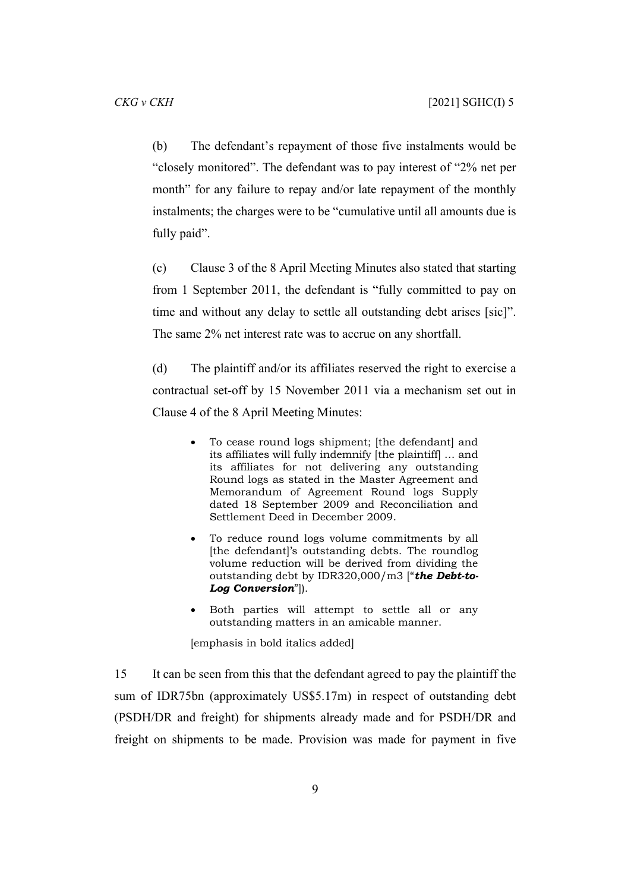(b) The defendant's repayment of those five instalments would be "closely monitored". The defendant was to pay interest of "2% net per month" for any failure to repay and/or late repayment of the monthly instalments; the charges were to be "cumulative until all amounts due is fully paid".

(c) Clause 3 of the 8 April Meeting Minutes also stated that starting from 1 September 2011, the defendant is "fully committed to pay on time and without any delay to settle all outstanding debt arises [sic]". The same 2% net interest rate was to accrue on any shortfall.

(d) The plaintiff and/or its affiliates reserved the right to exercise a contractual set-off by 15 November 2011 via a mechanism set out in Clause 4 of the 8 April Meeting Minutes:

> - To cease round logs shipment; [the defendant] and its affiliates will fully indemnify [the plaintiff] … and its affiliates for not delivering any outstanding Round logs as stated in the Master Agreement and Memorandum of Agreement Round logs Supply dated 18 September 2009 and Reconciliation and Settlement Deed in December 2009.
> - To reduce round logs volume commitments by all [the defendant]'s outstanding debts. The roundlog volume reduction will be derived from dividing the outstanding debt by IDR320,000/m3 ["***the Debt-to-Log Conversion***"]).
> - Both parties will attempt to settle all or any outstanding matters in an amicable manner.
>
> [emphasis in bold italics added]

15 It can be seen from this that the defendant agreed to pay the plaintiff the sum of IDR75bn (approximately US$5.17m) in respect of outstanding debt (PSDH/DR and freight) for shipments already made and for PSDH/DR and freight on shipments to be made. Provision was made for payment in five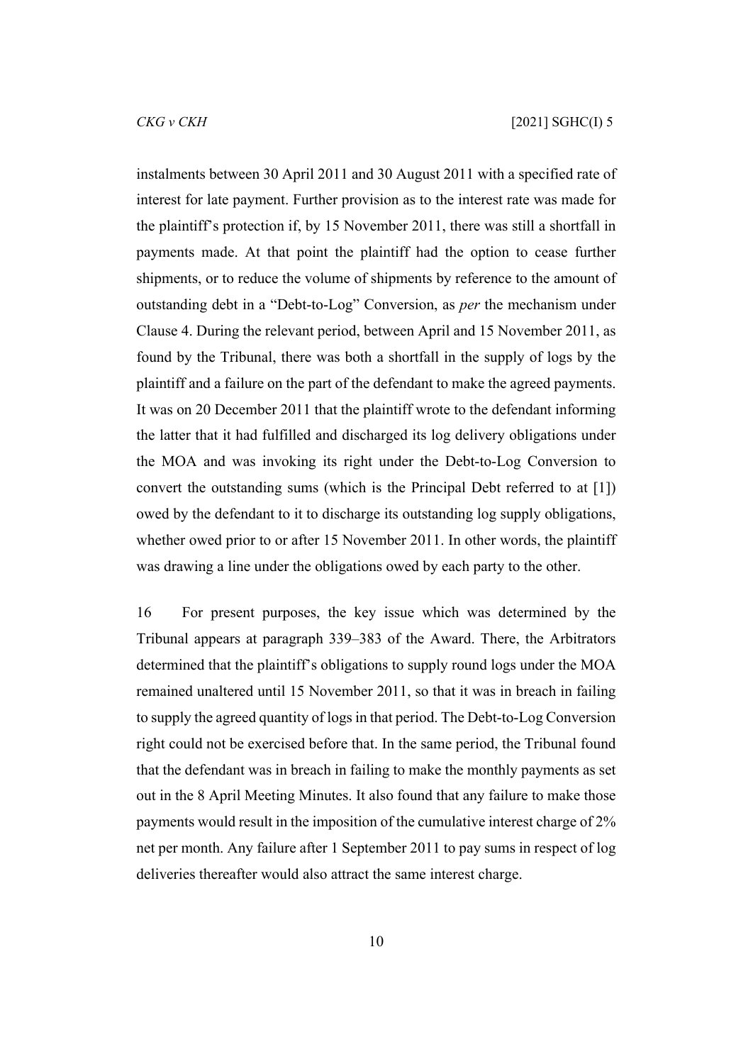instalments between 30 April 2011 and 30 August 2011 with a specified rate of interest for late payment. Further provision as to the interest rate was made for the plaintiff's protection if, by 15 November 2011, there was still a shortfall in payments made. At that point the plaintiff had the option to cease further shipments, or to reduce the volume of shipments by reference to the amount of outstanding debt in a "Debt-to-Log" Conversion, as *per* the mechanism under Clause 4. During the relevant period, between April and 15 November 2011, as found by the Tribunal, there was both a shortfall in the supply of logs by the plaintiff and a failure on the part of the defendant to make the agreed payments. It was on 20 December 2011 that the plaintiff wrote to the defendant informing the latter that it had fulfilled and discharged its log delivery obligations under the MOA and was invoking its right under the Debt-to-Log Conversion to convert the outstanding sums (which is the Principal Debt referred to at [1]) owed by the defendant to it to discharge its outstanding log supply obligations, whether owed prior to or after 15 November 2011. In other words, the plaintiff was drawing a line under the obligations owed by each party to the other.

16 For present purposes, the key issue which was determined by the Tribunal appears at paragraph 339–383 of the Award. There, the Arbitrators determined that the plaintiff's obligations to supply round logs under the MOA remained unaltered until 15 November 2011, so that it was in breach in failing to supply the agreed quantity of logs in that period. The Debt-to-Log Conversion right could not be exercised before that. In the same period, the Tribunal found that the defendant was in breach in failing to make the monthly payments as set out in the 8 April Meeting Minutes. It also found that any failure to make those payments would result in the imposition of the cumulative interest charge of 2% net per month. Any failure after 1 September 2011 to pay sums in respect of log deliveries thereafter would also attract the same interest charge.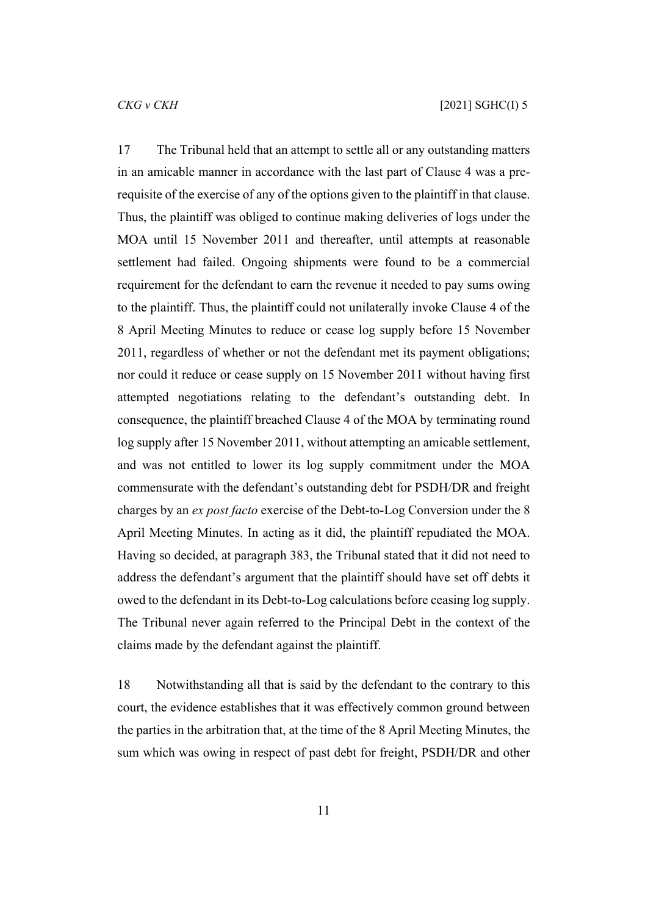17 The Tribunal held that an attempt to settle all or any outstanding matters in an amicable manner in accordance with the last part of Clause 4 was a pre-requisite of the exercise of any of the options given to the plaintiff in that clause. Thus, the plaintiff was obliged to continue making deliveries of logs under the MOA until 15 November 2011 and thereafter, until attempts at reasonable settlement had failed. Ongoing shipments were found to be a commercial requirement for the defendant to earn the revenue it needed to pay sums owing to the plaintiff. Thus, the plaintiff could not unilaterally invoke Clause 4 of the 8 April Meeting Minutes to reduce or cease log supply before 15 November 2011, regardless of whether or not the defendant met its payment obligations; nor could it reduce or cease supply on 15 November 2011 without having first attempted negotiations relating to the defendant's outstanding debt. In consequence, the plaintiff breached Clause 4 of the MOA by terminating round log supply after 15 November 2011, without attempting an amicable settlement, and was not entitled to lower its log supply commitment under the MOA commensurate with the defendant's outstanding debt for PSDH/DR and freight charges by an *ex post facto* exercise of the Debt-to-Log Conversion under the 8 April Meeting Minutes. In acting as it did, the plaintiff repudiated the MOA. Having so decided, at paragraph 383, the Tribunal stated that it did not need to address the defendant's argument that the plaintiff should have set off debts it owed to the defendant in its Debt-to-Log calculations before ceasing log supply. The Tribunal never again referred to the Principal Debt in the context of the claims made by the defendant against the plaintiff.

18 Notwithstanding all that is said by the defendant to the contrary to this court, the evidence establishes that it was effectively common ground between the parties in the arbitration that, at the time of the 8 April Meeting Minutes, the sum which was owing in respect of past debt for freight, PSDH/DR and other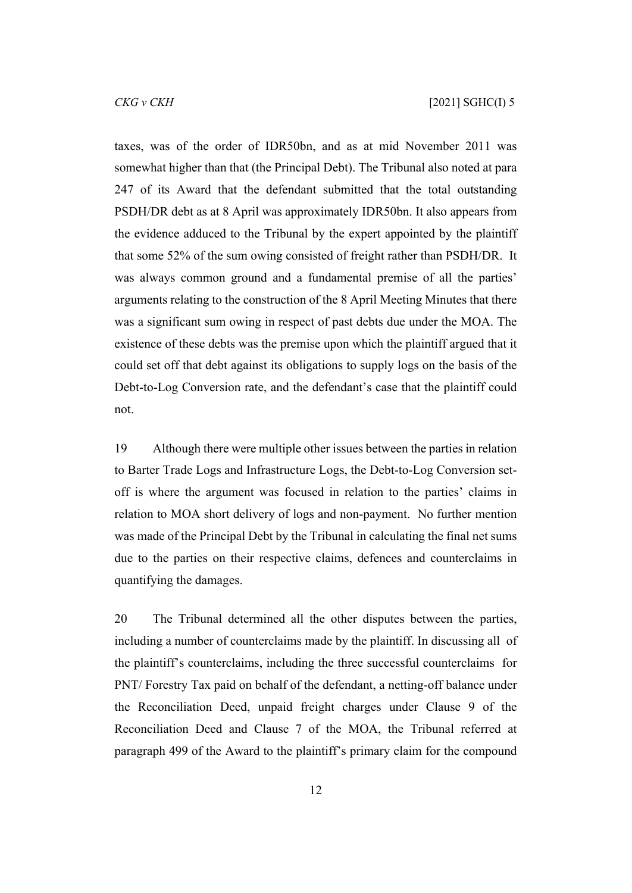taxes, was of the order of IDR50bn, and as at mid November 2011 was somewhat higher than that (the Principal Debt). The Tribunal also noted at para 247 of its Award that the defendant submitted that the total outstanding PSDH/DR debt as at 8 April was approximately IDR50bn. It also appears from the evidence adduced to the Tribunal by the expert appointed by the plaintiff that some 52% of the sum owing consisted of freight rather than PSDH/DR. It was always common ground and a fundamental premise of all the parties' arguments relating to the construction of the 8 April Meeting Minutes that there was a significant sum owing in respect of past debts due under the MOA. The existence of these debts was the premise upon which the plaintiff argued that it could set off that debt against its obligations to supply logs on the basis of the Debt-to-Log Conversion rate, and the defendant's case that the plaintiff could not.

19 Although there were multiple other issues between the parties in relation to Barter Trade Logs and Infrastructure Logs, the Debt-to-Log Conversion set-off is where the argument was focused in relation to the parties' claims in relation to MOA short delivery of logs and non-payment. No further mention was made of the Principal Debt by the Tribunal in calculating the final net sums due to the parties on their respective claims, defences and counterclaims in quantifying the damages.

20 The Tribunal determined all the other disputes between the parties, including a number of counterclaims made by the plaintiff. In discussing all of the plaintiff's counterclaims, including the three successful counterclaims for PNT/ Forestry Tax paid on behalf of the defendant, a netting-off balance under the Reconciliation Deed, unpaid freight charges under Clause 9 of the Reconciliation Deed and Clause 7 of the MOA, the Tribunal referred at paragraph 499 of the Award to the plaintiff's primary claim for the compound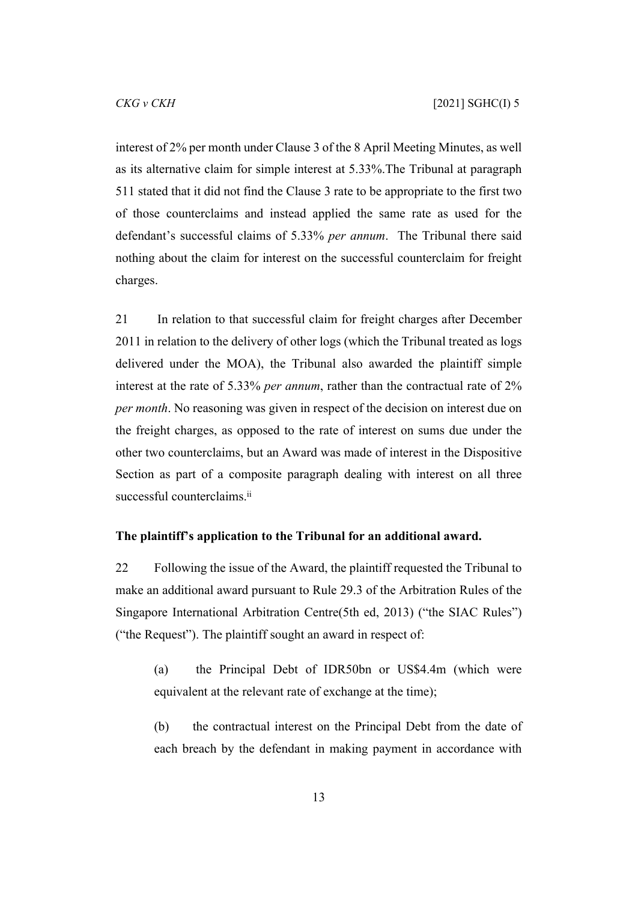interest of 2% per month under Clause 3 of the 8 April Meeting Minutes, as well as its alternative claim for simple interest at 5.33%.The Tribunal at paragraph 511 stated that it did not find the Clause 3 rate to be appropriate to the first two of those counterclaims and instead applied the same rate as used for the defendant's successful claims of 5.33% *per annum*. The Tribunal there said nothing about the claim for interest on the successful counterclaim for freight charges.

21 In relation to that successful claim for freight charges after December 2011 in relation to the delivery of other logs (which the Tribunal treated as logs delivered under the MOA), the Tribunal also awarded the plaintiff simple interest at the rate of 5.33% *per annum*, rather than the contractual rate of 2% *per month*. No reasoning was given in respect of the decision on interest due on the freight charges, as opposed to the rate of interest on sums due under the other two counterclaims, but an Award was made of interest in the Dispositive Section as part of a composite paragraph dealing with interest on all three successful counterclaims.[ii]

**The plaintiff's application to the Tribunal for an additional award.**

22 Following the issue of the Award, the plaintiff requested the Tribunal to make an additional award pursuant to Rule 29.3 of the Arbitration Rules of the Singapore International Arbitration Centre(5th ed, 2013) ("the SIAC Rules") ("the Request"). The plaintiff sought an award in respect of:

> (a) the Principal Debt of IDR50bn or US$4.4m (which were equivalent at the relevant rate of exchange at the time);
>
> (b) the contractual interest on the Principal Debt from the date of each breach by the defendant in making payment in accordance with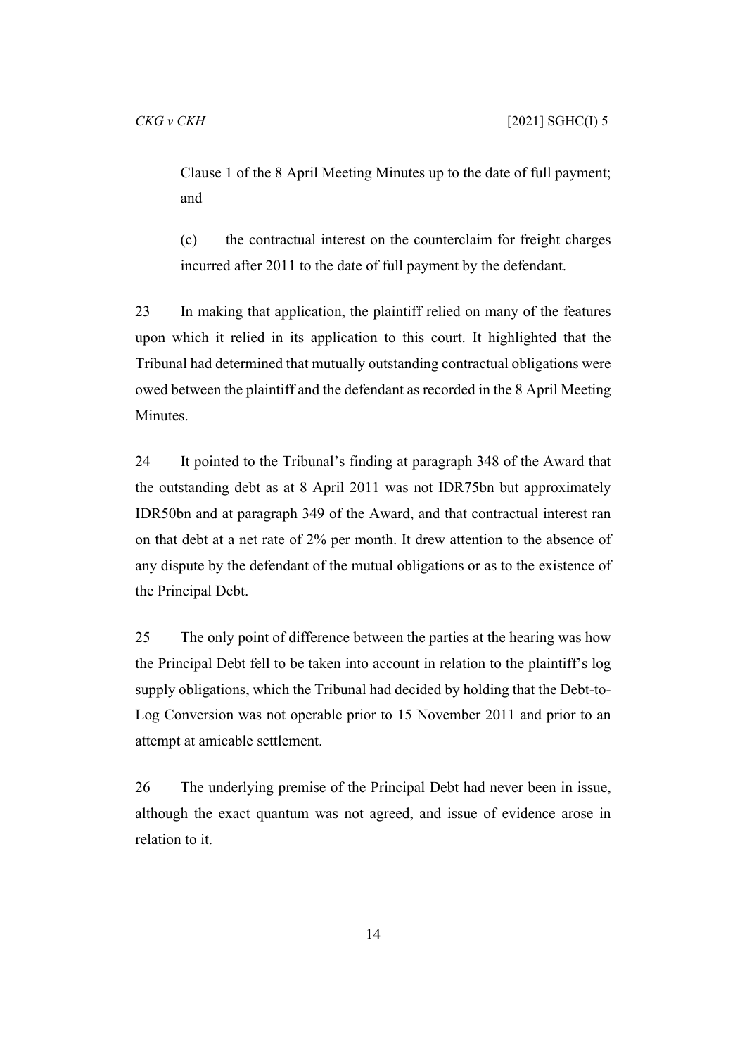Clause 1 of the 8 April Meeting Minutes up to the date of full payment; and

(c) the contractual interest on the counterclaim for freight charges incurred after 2011 to the date of full payment by the defendant.

23 In making that application, the plaintiff relied on many of the features upon which it relied in its application to this court. It highlighted that the Tribunal had determined that mutually outstanding contractual obligations were owed between the plaintiff and the defendant as recorded in the 8 April Meeting Minutes.

24 It pointed to the Tribunal's finding at paragraph 348 of the Award that the outstanding debt as at 8 April 2011 was not IDR75bn but approximately IDR50bn and at paragraph 349 of the Award, and that contractual interest ran on that debt at a net rate of 2% per month. It drew attention to the absence of any dispute by the defendant of the mutual obligations or as to the existence of the Principal Debt.

25 The only point of difference between the parties at the hearing was how the Principal Debt fell to be taken into account in relation to the plaintiff's log supply obligations, which the Tribunal had decided by holding that the Debt-to-Log Conversion was not operable prior to 15 November 2011 and prior to an attempt at amicable settlement.

26 The underlying premise of the Principal Debt had never been in issue, although the exact quantum was not agreed, and issue of evidence arose in relation to it.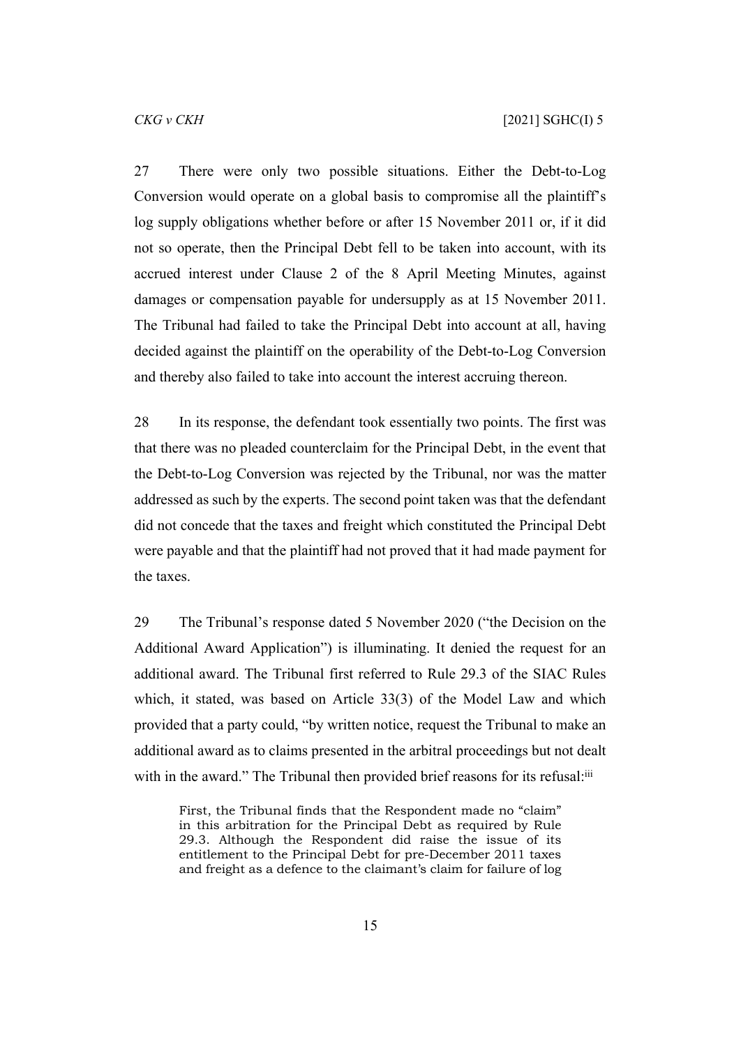27 There were only two possible situations. Either the Debt-to-Log Conversion would operate on a global basis to compromise all the plaintiff's log supply obligations whether before or after 15 November 2011 or, if it did not so operate, then the Principal Debt fell to be taken into account, with its accrued interest under Clause 2 of the 8 April Meeting Minutes, against damages or compensation payable for undersupply as at 15 November 2011. The Tribunal had failed to take the Principal Debt into account at all, having decided against the plaintiff on the operability of the Debt-to-Log Conversion and thereby also failed to take into account the interest accruing thereon.

28 In its response, the defendant took essentially two points. The first was that there was no pleaded counterclaim for the Principal Debt, in the event that the Debt-to-Log Conversion was rejected by the Tribunal, nor was the matter addressed as such by the experts. The second point taken was that the defendant did not concede that the taxes and freight which constituted the Principal Debt were payable and that the plaintiff had not proved that it had made payment for the taxes.

29 The Tribunal's response dated 5 November 2020 ("the Decision on the Additional Award Application") is illuminating. It denied the request for an additional award. The Tribunal first referred to Rule 29.3 of the SIAC Rules which, it stated, was based on Article 33(3) of the Model Law and which provided that a party could, "by written notice, request the Tribunal to make an additional award as to claims presented in the arbitral proceedings but not dealt with in the award." The Tribunal then provided brief reasons for its refusal:[iii]

> First, the Tribunal finds that the Respondent made no "claim" in this arbitration for the Principal Debt as required by Rule 29.3. Although the Respondent did raise the issue of its entitlement to the Principal Debt for pre-December 2011 taxes and freight as a defence to the claimant's claim for failure of log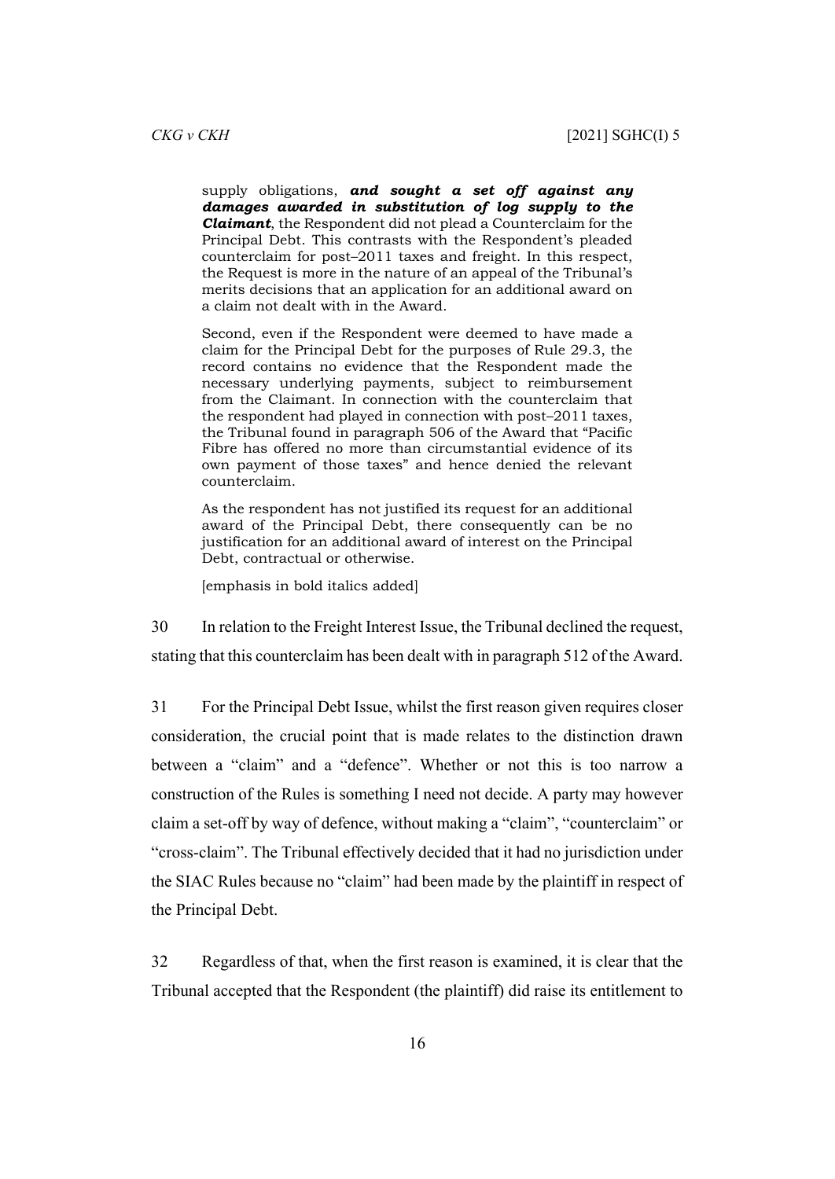> supply obligations, ***and sought a set off against any damages awarded in substitution of log supply to the Claimant***, the Respondent did not plead a Counterclaim for the Principal Debt. This contrasts with the Respondent's pleaded counterclaim for post–2011 taxes and freight. In this respect, the Request is more in the nature of an appeal of the Tribunal's merits decisions that an application for an additional award on a claim not dealt with in the Award.
>
> Second, even if the Respondent were deemed to have made a claim for the Principal Debt for the purposes of Rule 29.3, the record contains no evidence that the Respondent made the necessary underlying payments, subject to reimbursement from the Claimant. In connection with the counterclaim that the respondent had played in connection with post–2011 taxes, the Tribunal found in paragraph 506 of the Award that "Pacific Fibre has offered no more than circumstantial evidence of its own payment of those taxes" and hence denied the relevant counterclaim.
>
> As the respondent has not justified its request for an additional award of the Principal Debt, there consequently can be no justification for an additional award of interest on the Principal Debt, contractual or otherwise.
>
> [emphasis in bold italics added]

30 In relation to the Freight Interest Issue, the Tribunal declined the request, stating that this counterclaim has been dealt with in paragraph 512 of the Award.

31 For the Principal Debt Issue, whilst the first reason given requires closer consideration, the crucial point that is made relates to the distinction drawn between a "claim" and a "defence". Whether or not this is too narrow a construction of the Rules is something I need not decide. A party may however claim a set-off by way of defence, without making a "claim", "counterclaim" or "cross-claim". The Tribunal effectively decided that it had no jurisdiction under the SIAC Rules because no "claim" had been made by the plaintiff in respect of the Principal Debt.

32 Regardless of that, when the first reason is examined, it is clear that the Tribunal accepted that the Respondent (the plaintiff) did raise its entitlement to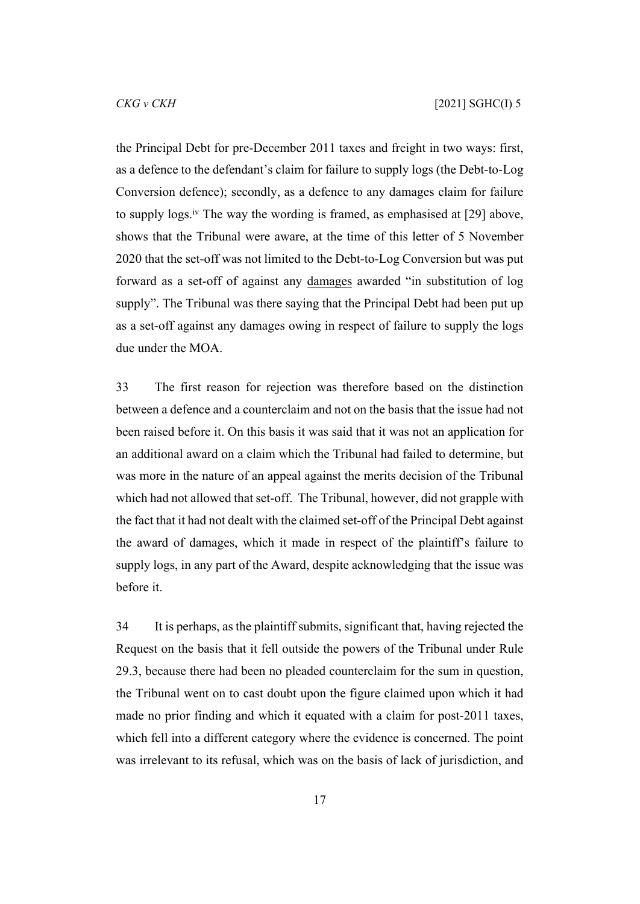the Principal Debt for pre-December 2011 taxes and freight in two ways: first, as a defence to the defendant's claim for failure to supply logs (the Debt-to-Log Conversion defence); secondly, as a defence to any damages claim for failure to supply logs.[iv] The way the wording is framed, as emphasised at [29] above, shows that the Tribunal were aware, at the time of this letter of 5 November 2020 that the set-off was not limited to the Debt-to-Log Conversion but was put forward as a set-off of against any <u>damages</u> awarded "in substitution of log supply". The Tribunal was there saying that the Principal Debt had been put up as a set-off against any damages owing in respect of failure to supply the logs due under the MOA.

33 The first reason for rejection was therefore based on the distinction between a defence and a counterclaim and not on the basis that the issue had not been raised before it. On this basis it was said that it was not an application for an additional award on a claim which the Tribunal had failed to determine, but was more in the nature of an appeal against the merits decision of the Tribunal which had not allowed that set-off. The Tribunal, however, did not grapple with the fact that it had not dealt with the claimed set-off of the Principal Debt against the award of damages, which it made in respect of the plaintiff's failure to supply logs, in any part of the Award, despite acknowledging that the issue was before it.

34 It is perhaps, as the plaintiff submits, significant that, having rejected the Request on the basis that it fell outside the powers of the Tribunal under Rule 29.3, because there had been no pleaded counterclaim for the sum in question, the Tribunal went on to cast doubt upon the figure claimed upon which it had made no prior finding and which it equated with a claim for post-2011 taxes, which fell into a different category where the evidence is concerned. The point was irrelevant to its refusal, which was on the basis of lack of jurisdiction, and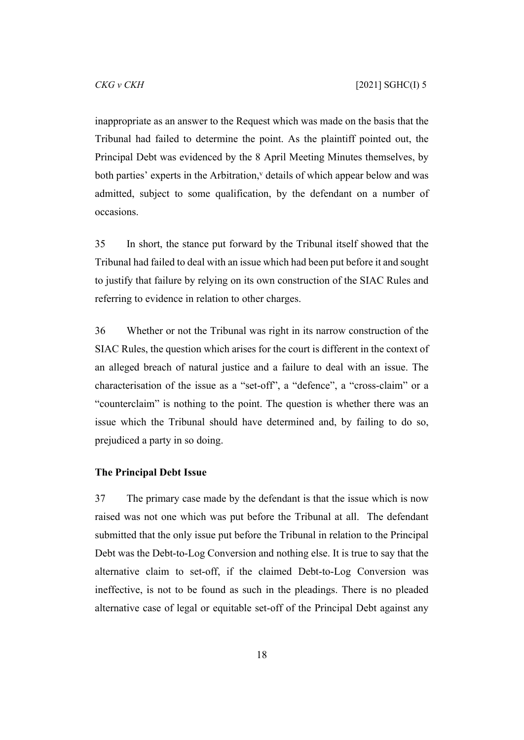inappropriate as an answer to the Request which was made on the basis that the Tribunal had failed to determine the point. As the plaintiff pointed out, the Principal Debt was evidenced by the 8 April Meeting Minutes themselves, by both parties' experts in the Arbitration,[v] details of which appear below and was admitted, subject to some qualification, by the defendant on a number of occasions.

35 In short, the stance put forward by the Tribunal itself showed that the Tribunal had failed to deal with an issue which had been put before it and sought to justify that failure by relying on its own construction of the SIAC Rules and referring to evidence in relation to other charges.

36 Whether or not the Tribunal was right in its narrow construction of the SIAC Rules, the question which arises for the court is different in the context of an alleged breach of natural justice and a failure to deal with an issue. The characterisation of the issue as a "set-off", a "defence", a "cross-claim" or a "counterclaim" is nothing to the point. The question is whether there was an issue which the Tribunal should have determined and, by failing to do so, prejudiced a party in so doing.

**The Principal Debt Issue**

37 The primary case made by the defendant is that the issue which is now raised was not one which was put before the Tribunal at all. The defendant submitted that the only issue put before the Tribunal in relation to the Principal Debt was the Debt-to-Log Conversion and nothing else. It is true to say that the alternative claim to set-off, if the claimed Debt-to-Log Conversion was ineffective, is not to be found as such in the pleadings. There is no pleaded alternative case of legal or equitable set-off of the Principal Debt against any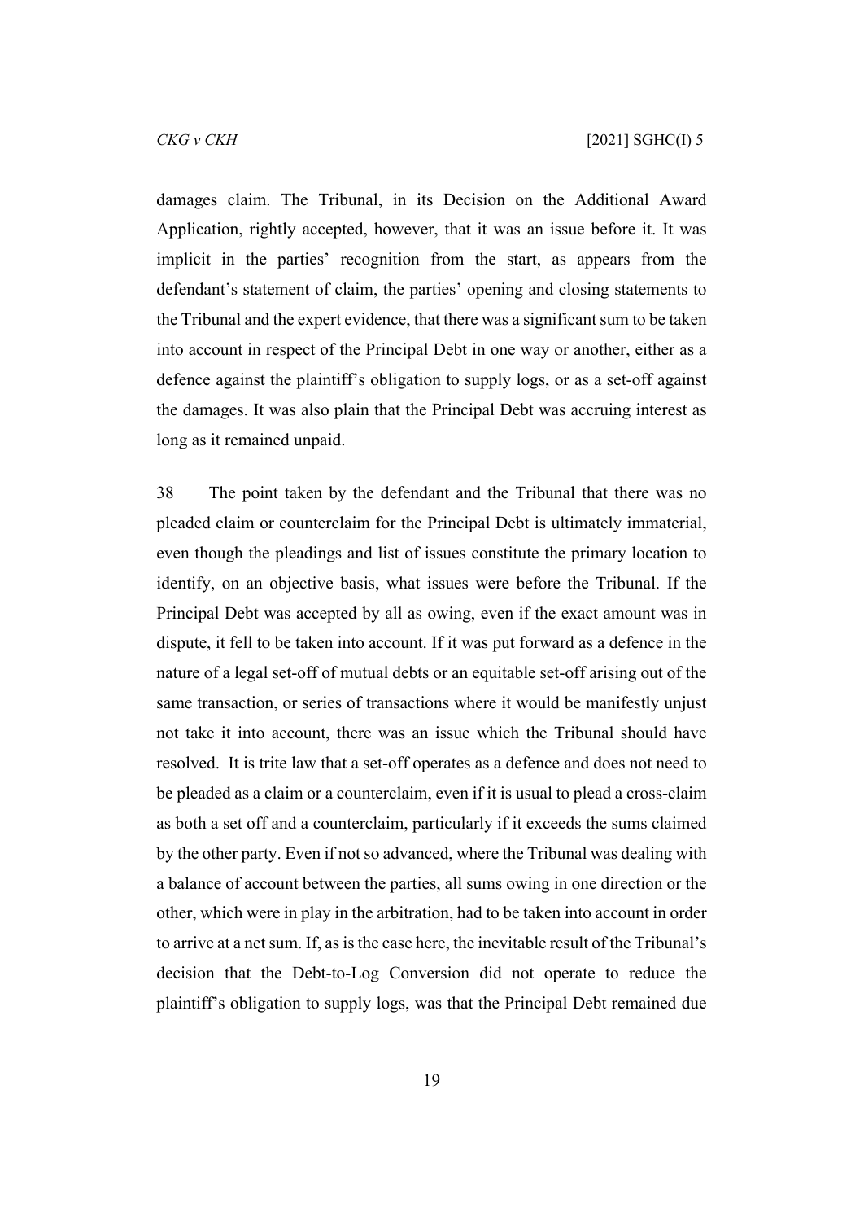damages claim. The Tribunal, in its Decision on the Additional Award Application, rightly accepted, however, that it was an issue before it. It was implicit in the parties' recognition from the start, as appears from the defendant's statement of claim, the parties' opening and closing statements to the Tribunal and the expert evidence, that there was a significant sum to be taken into account in respect of the Principal Debt in one way or another, either as a defence against the plaintiff's obligation to supply logs, or as a set-off against the damages. It was also plain that the Principal Debt was accruing interest as long as it remained unpaid.

38 The point taken by the defendant and the Tribunal that there was no pleaded claim or counterclaim for the Principal Debt is ultimately immaterial, even though the pleadings and list of issues constitute the primary location to identify, on an objective basis, what issues were before the Tribunal. If the Principal Debt was accepted by all as owing, even if the exact amount was in dispute, it fell to be taken into account. If it was put forward as a defence in the nature of a legal set-off of mutual debts or an equitable set-off arising out of the same transaction, or series of transactions where it would be manifestly unjust not take it into account, there was an issue which the Tribunal should have resolved. It is trite law that a set-off operates as a defence and does not need to be pleaded as a claim or a counterclaim, even if it is usual to plead a cross-claim as both a set off and a counterclaim, particularly if it exceeds the sums claimed by the other party. Even if not so advanced, where the Tribunal was dealing with a balance of account between the parties, all sums owing in one direction or the other, which were in play in the arbitration, had to be taken into account in order to arrive at a net sum. If, as is the case here, the inevitable result of the Tribunal's decision that the Debt-to-Log Conversion did not operate to reduce the plaintiff's obligation to supply logs, was that the Principal Debt remained due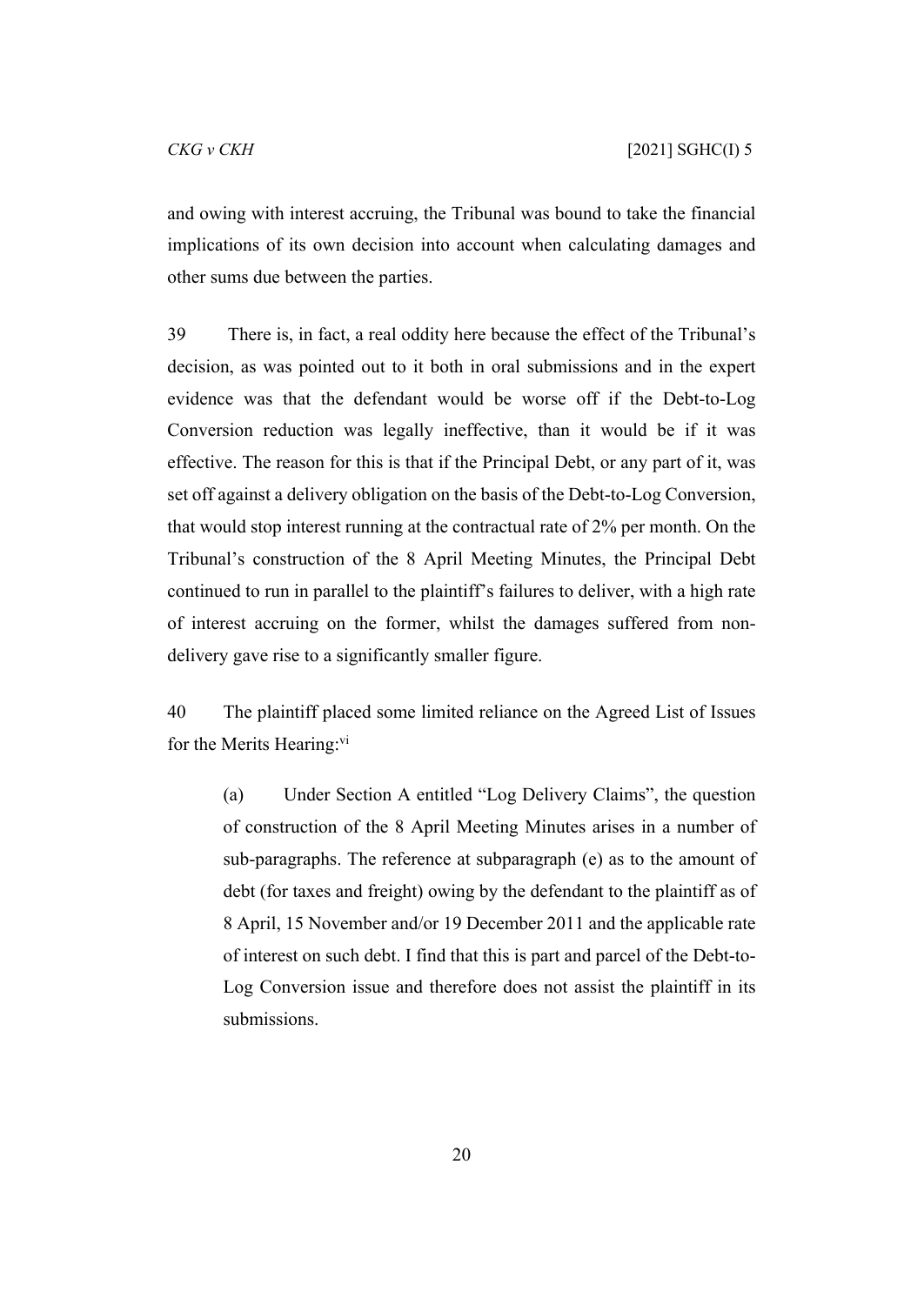and owing with interest accruing, the Tribunal was bound to take the financial implications of its own decision into account when calculating damages and other sums due between the parties.

39 There is, in fact, a real oddity here because the effect of the Tribunal's decision, as was pointed out to it both in oral submissions and in the expert evidence was that the defendant would be worse off if the Debt-to-Log Conversion reduction was legally ineffective, than it would be if it was effective. The reason for this is that if the Principal Debt, or any part of it, was set off against a delivery obligation on the basis of the Debt-to-Log Conversion, that would stop interest running at the contractual rate of 2% per month. On the Tribunal's construction of the 8 April Meeting Minutes, the Principal Debt continued to run in parallel to the plaintiff's failures to deliver, with a high rate of interest accruing on the former, whilst the damages suffered from non-delivery gave rise to a significantly smaller figure.

40 The plaintiff placed some limited reliance on the Agreed List of Issues for the Merits Hearing:[vi]

> (a) Under Section A entitled "Log Delivery Claims", the question of construction of the 8 April Meeting Minutes arises in a number of sub-paragraphs. The reference at subparagraph (e) as to the amount of debt (for taxes and freight) owing by the defendant to the plaintiff as of 8 April, 15 November and/or 19 December 2011 and the applicable rate of interest on such debt. I find that this is part and parcel of the Debt-to-Log Conversion issue and therefore does not assist the plaintiff in its submissions.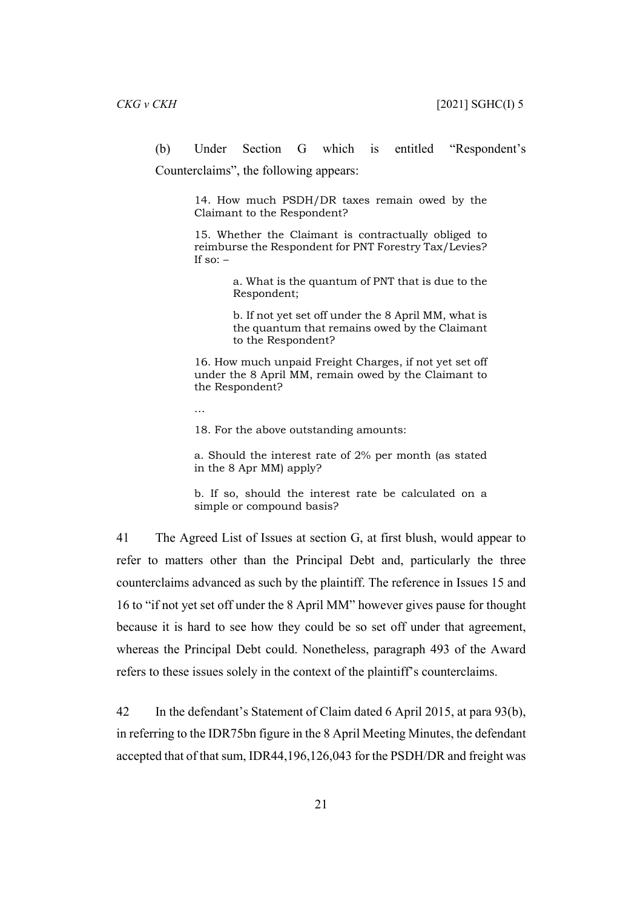(b) Under Section G which is entitled "Respondent's Counterclaims", the following appears:

> 14. How much PSDH/DR taxes remain owed by the Claimant to the Respondent?
>
> 15. Whether the Claimant is contractually obliged to reimburse the Respondent for PNT Forestry Tax/Levies? If so: –
>
> > a. What is the quantum of PNT that is due to the Respondent;
> >
> > b. If not yet set off under the 8 April MM, what is the quantum that remains owed by the Claimant to the Respondent?
>
> 16. How much unpaid Freight Charges, if not yet set off under the 8 April MM, remain owed by the Claimant to the Respondent?
>
> …
>
> 18. For the above outstanding amounts:
>
> a. Should the interest rate of 2% per month (as stated in the 8 Apr MM) apply?
>
> b. If so, should the interest rate be calculated on a simple or compound basis?

41 The Agreed List of Issues at section G, at first blush, would appear to refer to matters other than the Principal Debt and, particularly the three counterclaims advanced as such by the plaintiff. The reference in Issues 15 and 16 to "if not yet set off under the 8 April MM" however gives pause for thought because it is hard to see how they could be so set off under that agreement, whereas the Principal Debt could. Nonetheless, paragraph 493 of the Award refers to these issues solely in the context of the plaintiff's counterclaims.

42 In the defendant's Statement of Claim dated 6 April 2015, at para 93(b), in referring to the IDR75bn figure in the 8 April Meeting Minutes, the defendant accepted that of that sum, IDR44,196,126,043 for the PSDH/DR and freight was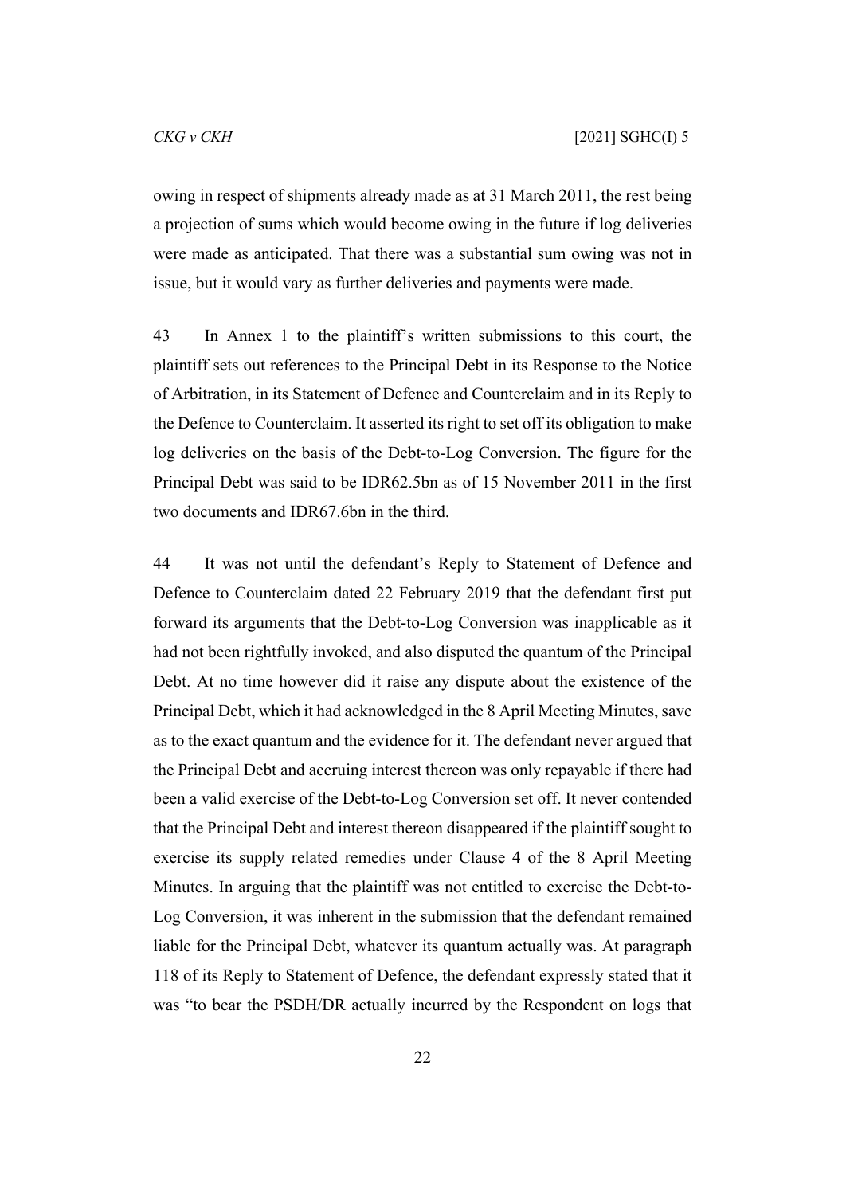owing in respect of shipments already made as at 31 March 2011, the rest being a projection of sums which would become owing in the future if log deliveries were made as anticipated. That there was a substantial sum owing was not in issue, but it would vary as further deliveries and payments were made.

43 In Annex 1 to the plaintiff's written submissions to this court, the plaintiff sets out references to the Principal Debt in its Response to the Notice of Arbitration, in its Statement of Defence and Counterclaim and in its Reply to the Defence to Counterclaim. It asserted its right to set off its obligation to make log deliveries on the basis of the Debt-to-Log Conversion. The figure for the Principal Debt was said to be IDR62.5bn as of 15 November 2011 in the first two documents and IDR67.6bn in the third.

44 It was not until the defendant's Reply to Statement of Defence and Defence to Counterclaim dated 22 February 2019 that the defendant first put forward its arguments that the Debt-to-Log Conversion was inapplicable as it had not been rightfully invoked, and also disputed the quantum of the Principal Debt. At no time however did it raise any dispute about the existence of the Principal Debt, which it had acknowledged in the 8 April Meeting Minutes, save as to the exact quantum and the evidence for it. The defendant never argued that the Principal Debt and accruing interest thereon was only repayable if there had been a valid exercise of the Debt-to-Log Conversion set off. It never contended that the Principal Debt and interest thereon disappeared if the plaintiff sought to exercise its supply related remedies under Clause 4 of the 8 April Meeting Minutes. In arguing that the plaintiff was not entitled to exercise the Debt-to-Log Conversion, it was inherent in the submission that the defendant remained liable for the Principal Debt, whatever its quantum actually was. At paragraph 118 of its Reply to Statement of Defence, the defendant expressly stated that it was "to bear the PSDH/DR actually incurred by the Respondent on logs that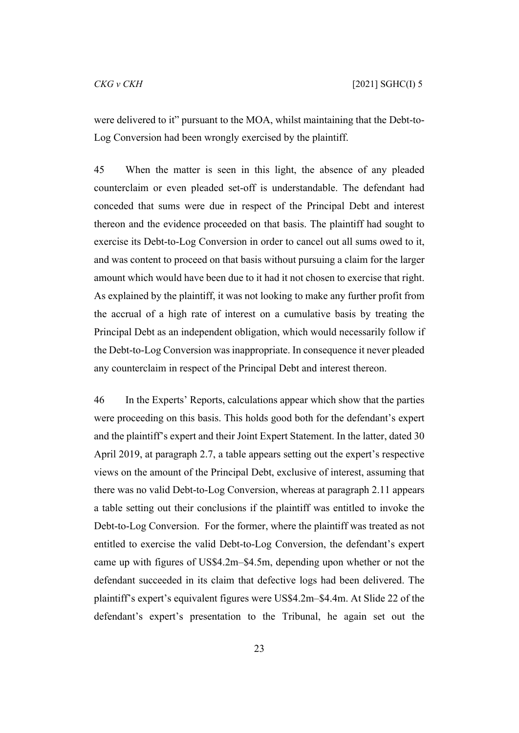were delivered to it" pursuant to the MOA, whilst maintaining that the Debt-to-Log Conversion had been wrongly exercised by the plaintiff.

45 When the matter is seen in this light, the absence of any pleaded counterclaim or even pleaded set-off is understandable. The defendant had conceded that sums were due in respect of the Principal Debt and interest thereon and the evidence proceeded on that basis. The plaintiff had sought to exercise its Debt-to-Log Conversion in order to cancel out all sums owed to it, and was content to proceed on that basis without pursuing a claim for the larger amount which would have been due to it had it not chosen to exercise that right. As explained by the plaintiff, it was not looking to make any further profit from the accrual of a high rate of interest on a cumulative basis by treating the Principal Debt as an independent obligation, which would necessarily follow if the Debt-to-Log Conversion was inappropriate. In consequence it never pleaded any counterclaim in respect of the Principal Debt and interest thereon.

46 In the Experts' Reports, calculations appear which show that the parties were proceeding on this basis. This holds good both for the defendant's expert and the plaintiff's expert and their Joint Expert Statement. In the latter, dated 30 April 2019, at paragraph 2.7, a table appears setting out the expert's respective views on the amount of the Principal Debt, exclusive of interest, assuming that there was no valid Debt-to-Log Conversion, whereas at paragraph 2.11 appears a table setting out their conclusions if the plaintiff was entitled to invoke the Debt-to-Log Conversion. For the former, where the plaintiff was treated as not entitled to exercise the valid Debt-to-Log Conversion, the defendant's expert came up with figures of US$4.2m–$4.5m, depending upon whether or not the defendant succeeded in its claim that defective logs had been delivered. The plaintiff's expert's equivalent figures were US$4.2m–$4.4m. At Slide 22 of the defendant's expert's presentation to the Tribunal, he again set out the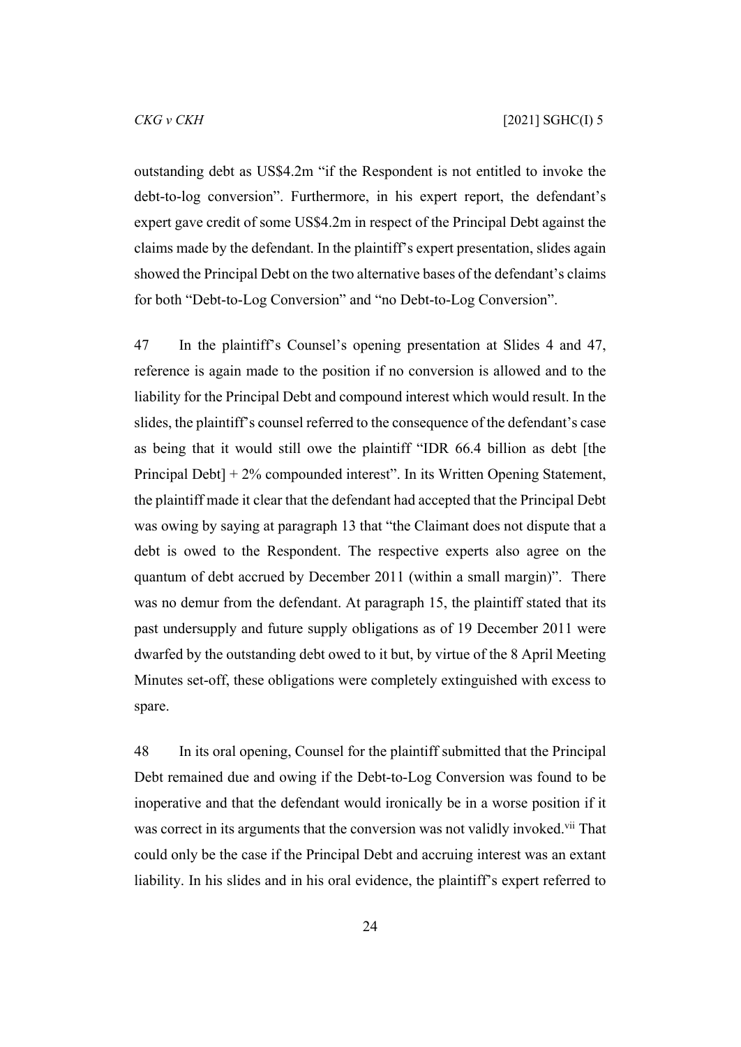outstanding debt as US$4.2m "if the Respondent is not entitled to invoke the debt-to-log conversion". Furthermore, in his expert report, the defendant's expert gave credit of some US$4.2m in respect of the Principal Debt against the claims made by the defendant. In the plaintiff's expert presentation, slides again showed the Principal Debt on the two alternative bases of the defendant's claims for both "Debt-to-Log Conversion" and "no Debt-to-Log Conversion".

47 In the plaintiff's Counsel's opening presentation at Slides 4 and 47, reference is again made to the position if no conversion is allowed and to the liability for the Principal Debt and compound interest which would result. In the slides, the plaintiff's counsel referred to the consequence of the defendant's case as being that it would still owe the plaintiff "IDR 66.4 billion as debt [the Principal Debt] + 2% compounded interest". In its Written Opening Statement, the plaintiff made it clear that the defendant had accepted that the Principal Debt was owing by saying at paragraph 13 that "the Claimant does not dispute that a debt is owed to the Respondent. The respective experts also agree on the quantum of debt accrued by December 2011 (within a small margin)". There was no demur from the defendant. At paragraph 15, the plaintiff stated that its past undersupply and future supply obligations as of 19 December 2011 were dwarfed by the outstanding debt owed to it but, by virtue of the 8 April Meeting Minutes set-off, these obligations were completely extinguished with excess to spare.

48 In its oral opening, Counsel for the plaintiff submitted that the Principal Debt remained due and owing if the Debt-to-Log Conversion was found to be inoperative and that the defendant would ironically be in a worse position if it was correct in its arguments that the conversion was not validly invoked.[vii] That could only be the case if the Principal Debt and accruing interest was an extant liability. In his slides and in his oral evidence, the plaintiff's expert referred to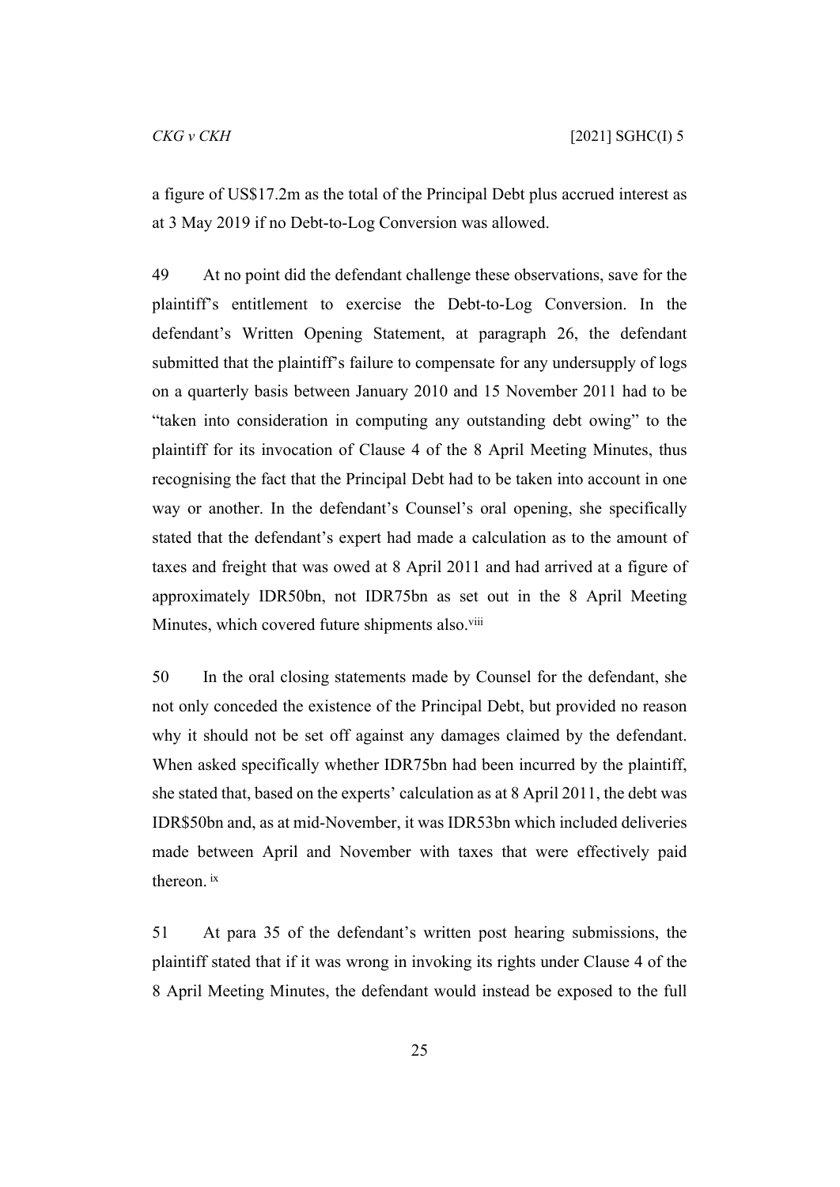a figure of US$17.2m as the total of the Principal Debt plus accrued interest as at 3 May 2019 if no Debt-to-Log Conversion was allowed.

49 At no point did the defendant challenge these observations, save for the plaintiff's entitlement to exercise the Debt-to-Log Conversion. In the defendant's Written Opening Statement, at paragraph 26, the defendant submitted that the plaintiff's failure to compensate for any undersupply of logs on a quarterly basis between January 2010 and 15 November 2011 had to be "taken into consideration in computing any outstanding debt owing" to the plaintiff for its invocation of Clause 4 of the 8 April Meeting Minutes, thus recognising the fact that the Principal Debt had to be taken into account in one way or another. In the defendant's Counsel's oral opening, she specifically stated that the defendant's expert had made a calculation as to the amount of taxes and freight that was owed at 8 April 2011 and had arrived at a figure of approximately IDR50bn, not IDR75bn as set out in the 8 April Meeting Minutes, which covered future shipments also.[viii]

50 In the oral closing statements made by Counsel for the defendant, she not only conceded the existence of the Principal Debt, but provided no reason why it should not be set off against any damages claimed by the defendant. When asked specifically whether IDR75bn had been incurred by the plaintiff, she stated that, based on the experts' calculation as at 8 April 2011, the debt was IDR$50bn and, as at mid-November, it was IDR53bn which included deliveries made between April and November with taxes that were effectively paid thereon.[ix]

51 At para 35 of the defendant's written post hearing submissions, the plaintiff stated that if it was wrong in invoking its rights under Clause 4 of the 8 April Meeting Minutes, the defendant would instead be exposed to the full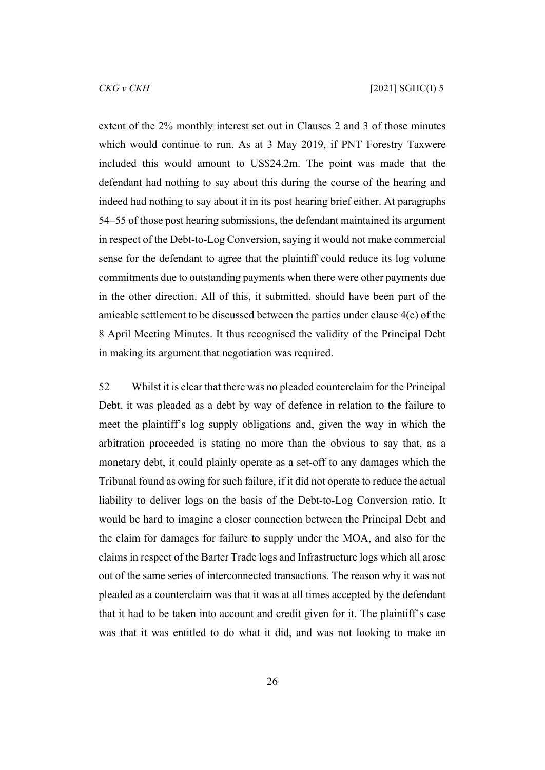extent of the 2% monthly interest set out in Clauses 2 and 3 of those minutes which would continue to run. As at 3 May 2019, if PNT Forestry Taxwere included this would amount to US$24.2m. The point was made that the defendant had nothing to say about this during the course of the hearing and indeed had nothing to say about it in its post hearing brief either. At paragraphs 54–55 of those post hearing submissions, the defendant maintained its argument in respect of the Debt-to-Log Conversion, saying it would not make commercial sense for the defendant to agree that the plaintiff could reduce its log volume commitments due to outstanding payments when there were other payments due in the other direction. All of this, it submitted, should have been part of the amicable settlement to be discussed between the parties under clause 4(c) of the 8 April Meeting Minutes. It thus recognised the validity of the Principal Debt in making its argument that negotiation was required.

52 Whilst it is clear that there was no pleaded counterclaim for the Principal Debt, it was pleaded as a debt by way of defence in relation to the failure to meet the plaintiff's log supply obligations and, given the way in which the arbitration proceeded is stating no more than the obvious to say that, as a monetary debt, it could plainly operate as a set-off to any damages which the Tribunal found as owing for such failure, if it did not operate to reduce the actual liability to deliver logs on the basis of the Debt-to-Log Conversion ratio. It would be hard to imagine a closer connection between the Principal Debt and the claim for damages for failure to supply under the MOA, and also for the claims in respect of the Barter Trade logs and Infrastructure logs which all arose out of the same series of interconnected transactions. The reason why it was not pleaded as a counterclaim was that it was at all times accepted by the defendant that it had to be taken into account and credit given for it. The plaintiff's case was that it was entitled to do what it did, and was not looking to make an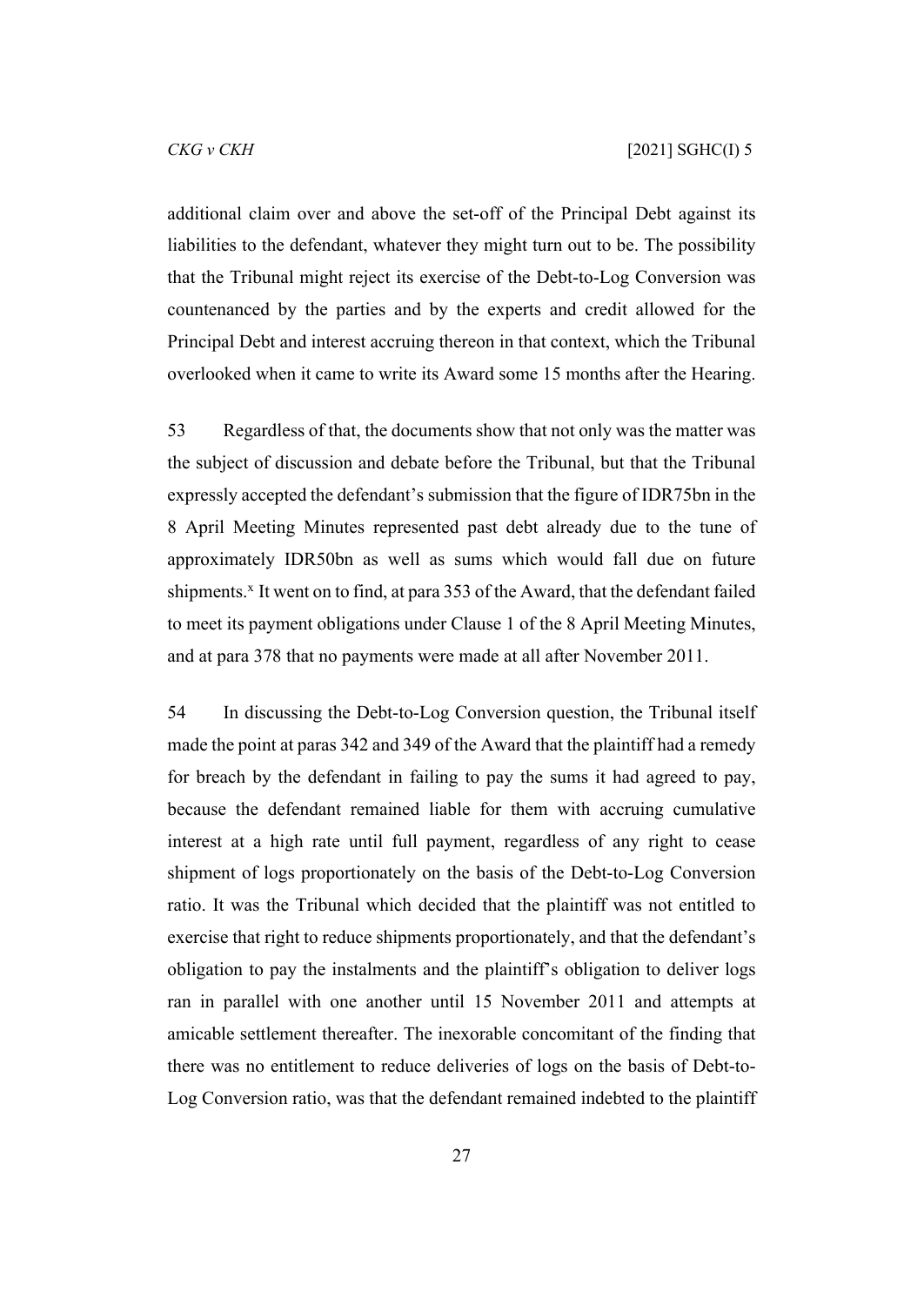additional claim over and above the set-off of the Principal Debt against its liabilities to the defendant, whatever they might turn out to be. The possibility that the Tribunal might reject its exercise of the Debt-to-Log Conversion was countenanced by the parties and by the experts and credit allowed for the Principal Debt and interest accruing thereon in that context, which the Tribunal overlooked when it came to write its Award some 15 months after the Hearing.

53 Regardless of that, the documents show that not only was the matter was the subject of discussion and debate before the Tribunal, but that the Tribunal expressly accepted the defendant's submission that the figure of IDR75bn in the 8 April Meeting Minutes represented past debt already due to the tune of approximately IDR50bn as well as sums which would fall due on future shipments.[x] It went on to find, at para 353 of the Award, that the defendant failed to meet its payment obligations under Clause 1 of the 8 April Meeting Minutes, and at para 378 that no payments were made at all after November 2011.

54 In discussing the Debt-to-Log Conversion question, the Tribunal itself made the point at paras 342 and 349 of the Award that the plaintiff had a remedy for breach by the defendant in failing to pay the sums it had agreed to pay, because the defendant remained liable for them with accruing cumulative interest at a high rate until full payment, regardless of any right to cease shipment of logs proportionately on the basis of the Debt-to-Log Conversion ratio. It was the Tribunal which decided that the plaintiff was not entitled to exercise that right to reduce shipments proportionately, and that the defendant's obligation to pay the instalments and the plaintiff's obligation to deliver logs ran in parallel with one another until 15 November 2011 and attempts at amicable settlement thereafter. The inexorable concomitant of the finding that there was no entitlement to reduce deliveries of logs on the basis of Debt-to-Log Conversion ratio, was that the defendant remained indebted to the plaintiff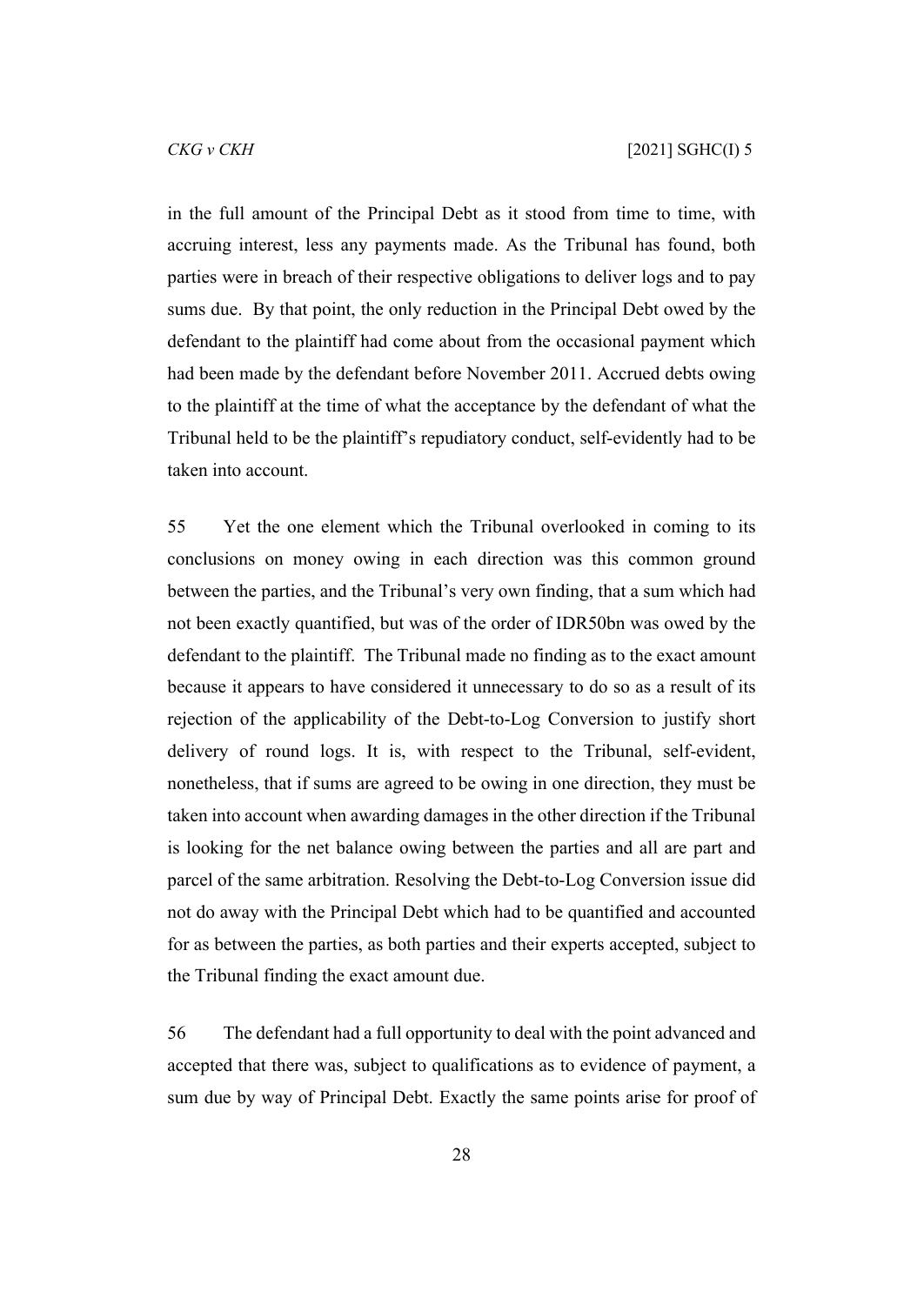in the full amount of the Principal Debt as it stood from time to time, with accruing interest, less any payments made. As the Tribunal has found, both parties were in breach of their respective obligations to deliver logs and to pay sums due. By that point, the only reduction in the Principal Debt owed by the defendant to the plaintiff had come about from the occasional payment which had been made by the defendant before November 2011. Accrued debts owing to the plaintiff at the time of what the acceptance by the defendant of what the Tribunal held to be the plaintiff's repudiatory conduct, self-evidently had to be taken into account.

55 Yet the one element which the Tribunal overlooked in coming to its conclusions on money owing in each direction was this common ground between the parties, and the Tribunal's very own finding, that a sum which had not been exactly quantified, but was of the order of IDR50bn was owed by the defendant to the plaintiff. The Tribunal made no finding as to the exact amount because it appears to have considered it unnecessary to do so as a result of its rejection of the applicability of the Debt-to-Log Conversion to justify short delivery of round logs. It is, with respect to the Tribunal, self-evident, nonetheless, that if sums are agreed to be owing in one direction, they must be taken into account when awarding damages in the other direction if the Tribunal is looking for the net balance owing between the parties and all are part and parcel of the same arbitration. Resolving the Debt-to-Log Conversion issue did not do away with the Principal Debt which had to be quantified and accounted for as between the parties, as both parties and their experts accepted, subject to the Tribunal finding the exact amount due.

56 The defendant had a full opportunity to deal with the point advanced and accepted that there was, subject to qualifications as to evidence of payment, a sum due by way of Principal Debt. Exactly the same points arise for proof of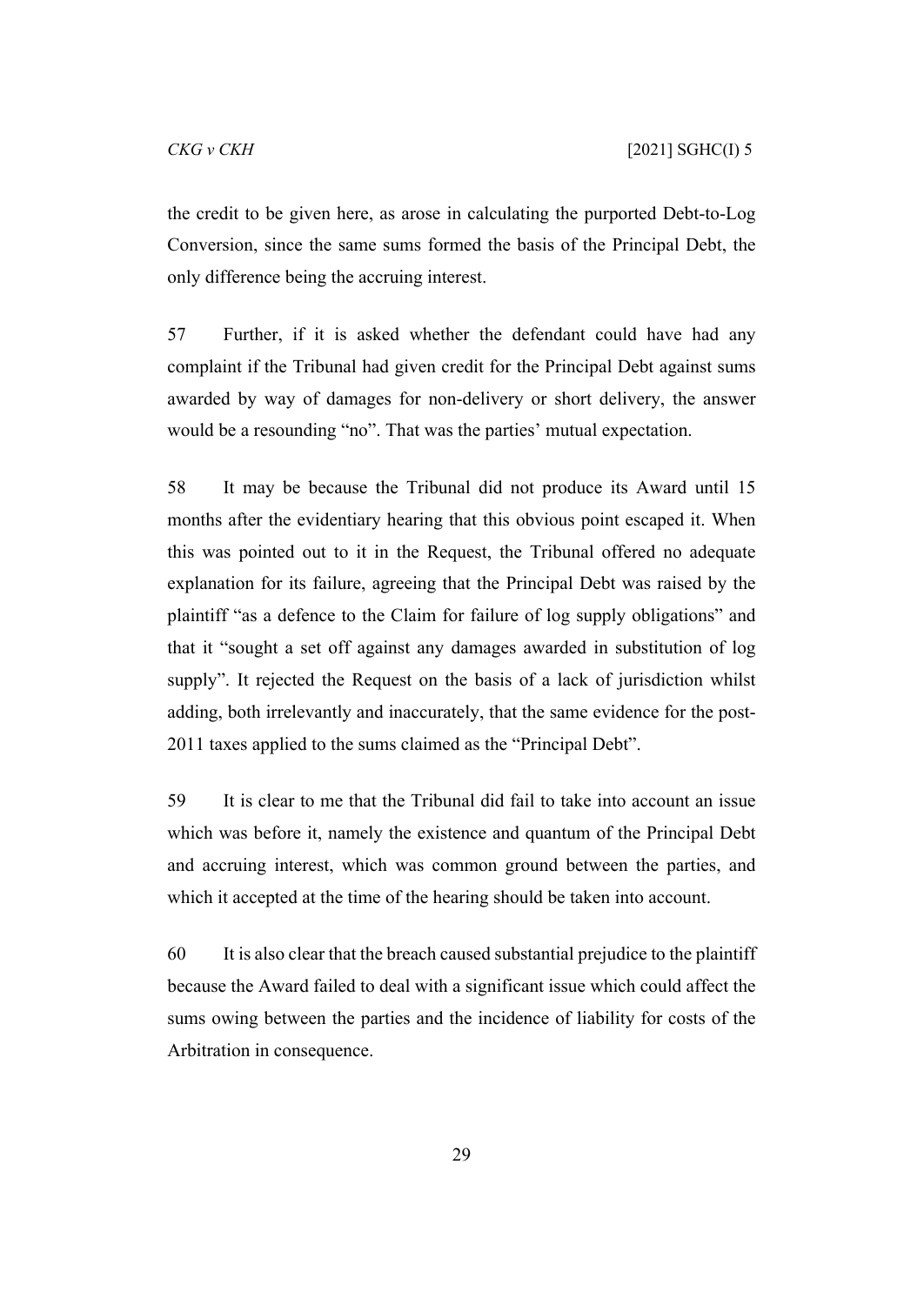the credit to be given here, as arose in calculating the purported Debt-to-Log Conversion, since the same sums formed the basis of the Principal Debt, the only difference being the accruing interest.

57 Further, if it is asked whether the defendant could have had any complaint if the Tribunal had given credit for the Principal Debt against sums awarded by way of damages for non-delivery or short delivery, the answer would be a resounding "no". That was the parties' mutual expectation.

58 It may be because the Tribunal did not produce its Award until 15 months after the evidentiary hearing that this obvious point escaped it. When this was pointed out to it in the Request, the Tribunal offered no adequate explanation for its failure, agreeing that the Principal Debt was raised by the plaintiff "as a defence to the Claim for failure of log supply obligations" and that it "sought a set off against any damages awarded in substitution of log supply". It rejected the Request on the basis of a lack of jurisdiction whilst adding, both irrelevantly and inaccurately, that the same evidence for the post-2011 taxes applied to the sums claimed as the "Principal Debt".

59 It is clear to me that the Tribunal did fail to take into account an issue which was before it, namely the existence and quantum of the Principal Debt and accruing interest, which was common ground between the parties, and which it accepted at the time of the hearing should be taken into account.

60 It is also clear that the breach caused substantial prejudice to the plaintiff because the Award failed to deal with a significant issue which could affect the sums owing between the parties and the incidence of liability for costs of the Arbitration in consequence.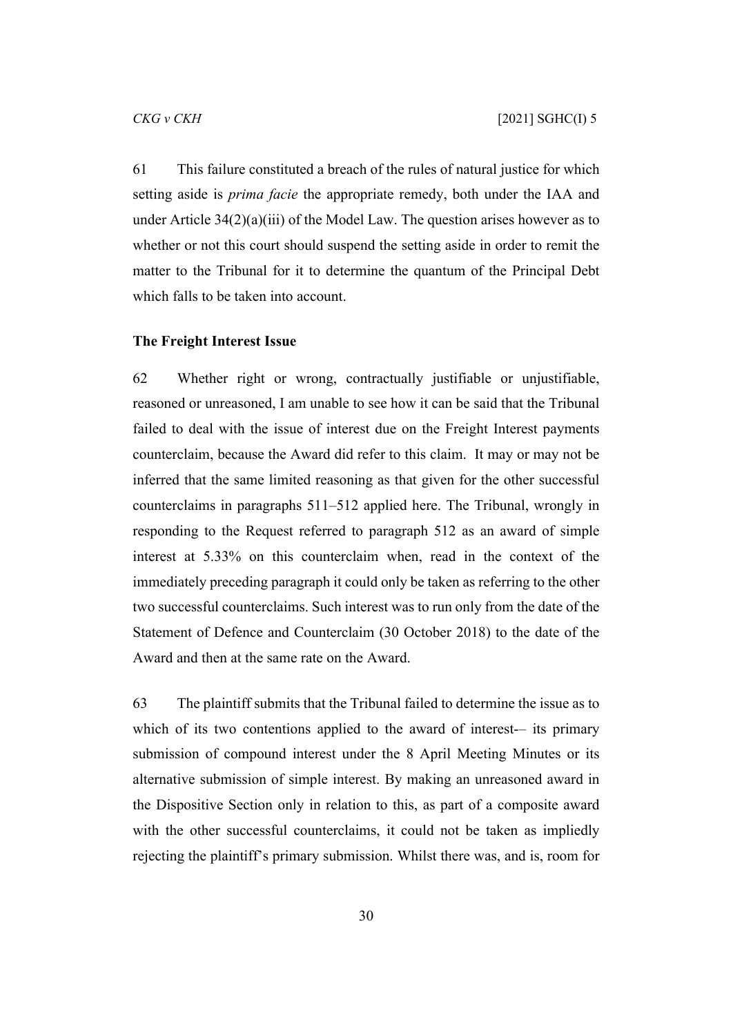61 This failure constituted a breach of the rules of natural justice for which setting aside is *prima facie* the appropriate remedy, both under the IAA and under Article 34(2)(a)(iii) of the Model Law. The question arises however as to whether or not this court should suspend the setting aside in order to remit the matter to the Tribunal for it to determine the quantum of the Principal Debt which falls to be taken into account.

**The Freight Interest Issue**

62 Whether right or wrong, contractually justifiable or unjustifiable, reasoned or unreasoned, I am unable to see how it can be said that the Tribunal failed to deal with the issue of interest due on the Freight Interest payments counterclaim, because the Award did refer to this claim. It may or may not be inferred that the same limited reasoning as that given for the other successful counterclaims in paragraphs 511–512 applied here. The Tribunal, wrongly in responding to the Request referred to paragraph 512 as an award of simple interest at 5.33% on this counterclaim when, read in the context of the immediately preceding paragraph it could only be taken as referring to the other two successful counterclaims. Such interest was to run only from the date of the Statement of Defence and Counterclaim (30 October 2018) to the date of the Award and then at the same rate on the Award.

63 The plaintiff submits that the Tribunal failed to determine the issue as to which of its two contentions applied to the award of interest-– its primary submission of compound interest under the 8 April Meeting Minutes or its alternative submission of simple interest. By making an unreasoned award in the Dispositive Section only in relation to this, as part of a composite award with the other successful counterclaims, it could not be taken as impliedly rejecting the plaintiff's primary submission. Whilst there was, and is, room for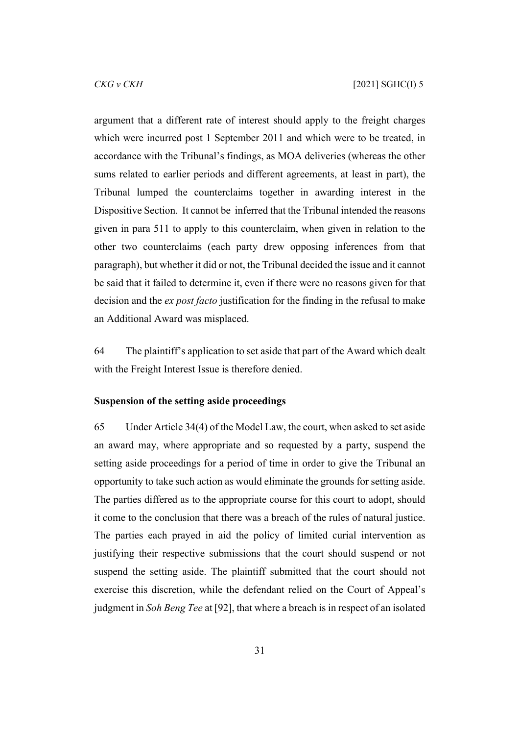argument that a different rate of interest should apply to the freight charges which were incurred post 1 September 2011 and which were to be treated, in accordance with the Tribunal's findings, as MOA deliveries (whereas the other sums related to earlier periods and different agreements, at least in part), the Tribunal lumped the counterclaims together in awarding interest in the Dispositive Section. It cannot be inferred that the Tribunal intended the reasons given in para 511 to apply to this counterclaim, when given in relation to the other two counterclaims (each party drew opposing inferences from that paragraph), but whether it did or not, the Tribunal decided the issue and it cannot be said that it failed to determine it, even if there were no reasons given for that decision and the *ex post facto* justification for the finding in the refusal to make an Additional Award was misplaced.

64 The plaintiff's application to set aside that part of the Award which dealt with the Freight Interest Issue is therefore denied.

**Suspension of the setting aside proceedings**

65 Under Article 34(4) of the Model Law, the court, when asked to set aside an award may, where appropriate and so requested by a party, suspend the setting aside proceedings for a period of time in order to give the Tribunal an opportunity to take such action as would eliminate the grounds for setting aside. The parties differed as to the appropriate course for this court to adopt, should it come to the conclusion that there was a breach of the rules of natural justice. The parties each prayed in aid the policy of limited curial intervention as justifying their respective submissions that the court should suspend or not suspend the setting aside. The plaintiff submitted that the court should not exercise this discretion, while the defendant relied on the Court of Appeal's judgment in *Soh Beng Tee* at [92], that where a breach is in respect of an isolated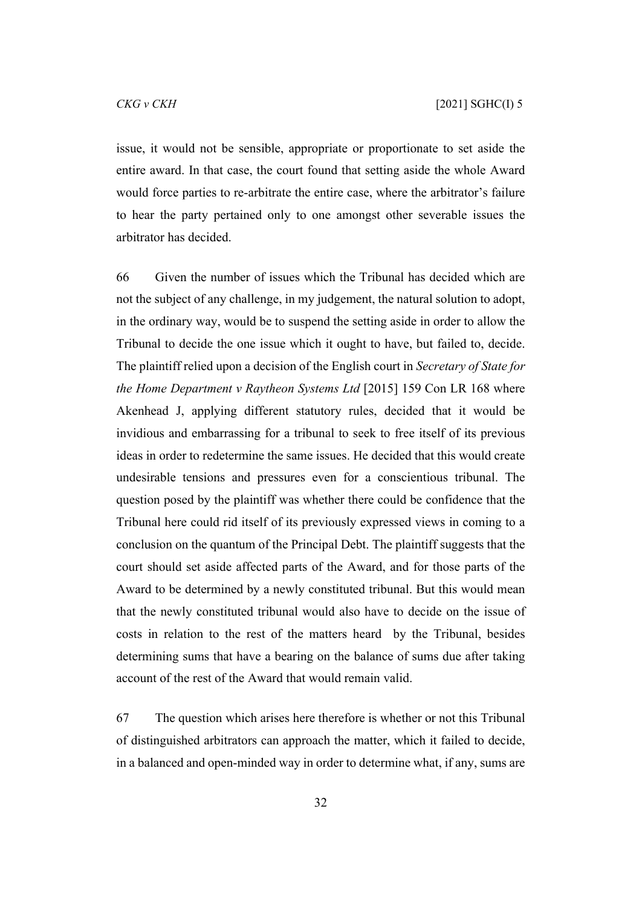issue, it would not be sensible, appropriate or proportionate to set aside the entire award. In that case, the court found that setting aside the whole Award would force parties to re-arbitrate the entire case, where the arbitrator's failure to hear the party pertained only to one amongst other severable issues the arbitrator has decided.

66 Given the number of issues which the Tribunal has decided which are not the subject of any challenge, in my judgement, the natural solution to adopt, in the ordinary way, would be to suspend the setting aside in order to allow the Tribunal to decide the one issue which it ought to have, but failed to, decide. The plaintiff relied upon a decision of the English court in *Secretary of State for the Home Department v Raytheon Systems Ltd* [2015] 159 Con LR 168 where Akenhead J, applying different statutory rules, decided that it would be invidious and embarrassing for a tribunal to seek to free itself of its previous ideas in order to redetermine the same issues. He decided that this would create undesirable tensions and pressures even for a conscientious tribunal. The question posed by the plaintiff was whether there could be confidence that the Tribunal here could rid itself of its previously expressed views in coming to a conclusion on the quantum of the Principal Debt. The plaintiff suggests that the court should set aside affected parts of the Award, and for those parts of the Award to be determined by a newly constituted tribunal. But this would mean that the newly constituted tribunal would also have to decide on the issue of costs in relation to the rest of the matters heard by the Tribunal, besides determining sums that have a bearing on the balance of sums due after taking account of the rest of the Award that would remain valid.

67 The question which arises here therefore is whether or not this Tribunal of distinguished arbitrators can approach the matter, which it failed to decide, in a balanced and open-minded way in order to determine what, if any, sums are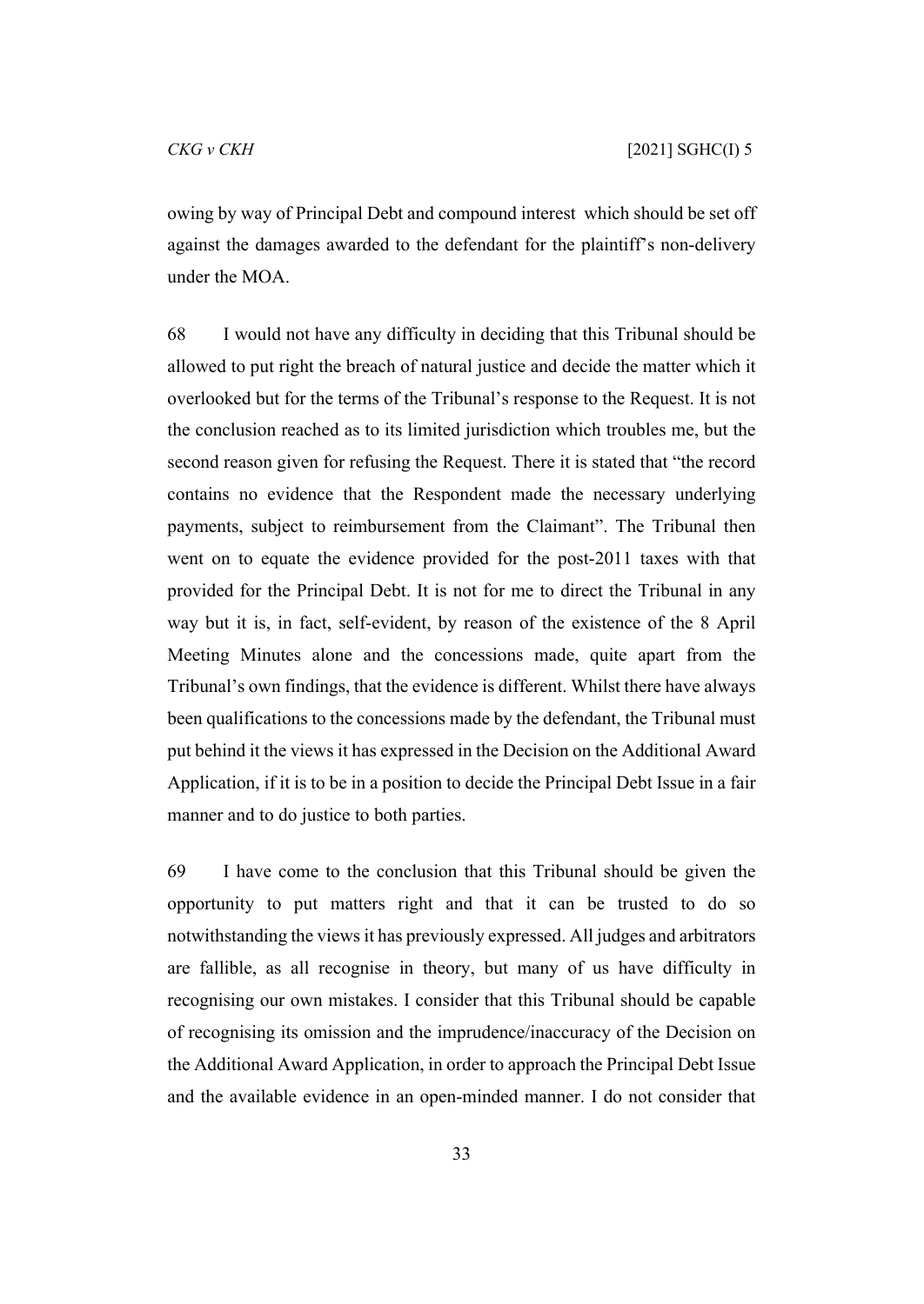owing by way of Principal Debt and compound interest which should be set off against the damages awarded to the defendant for the plaintiff's non-delivery under the MOA.

68 I would not have any difficulty in deciding that this Tribunal should be allowed to put right the breach of natural justice and decide the matter which it overlooked but for the terms of the Tribunal's response to the Request. It is not the conclusion reached as to its limited jurisdiction which troubles me, but the second reason given for refusing the Request. There it is stated that "the record contains no evidence that the Respondent made the necessary underlying payments, subject to reimbursement from the Claimant". The Tribunal then went on to equate the evidence provided for the post-2011 taxes with that provided for the Principal Debt. It is not for me to direct the Tribunal in any way but it is, in fact, self-evident, by reason of the existence of the 8 April Meeting Minutes alone and the concessions made, quite apart from the Tribunal's own findings, that the evidence is different. Whilst there have always been qualifications to the concessions made by the defendant, the Tribunal must put behind it the views it has expressed in the Decision on the Additional Award Application, if it is to be in a position to decide the Principal Debt Issue in a fair manner and to do justice to both parties.

69 I have come to the conclusion that this Tribunal should be given the opportunity to put matters right and that it can be trusted to do so notwithstanding the views it has previously expressed. All judges and arbitrators are fallible, as all recognise in theory, but many of us have difficulty in recognising our own mistakes. I consider that this Tribunal should be capable of recognising its omission and the imprudence/inaccuracy of the Decision on the Additional Award Application, in order to approach the Principal Debt Issue and the available evidence in an open-minded manner. I do not consider that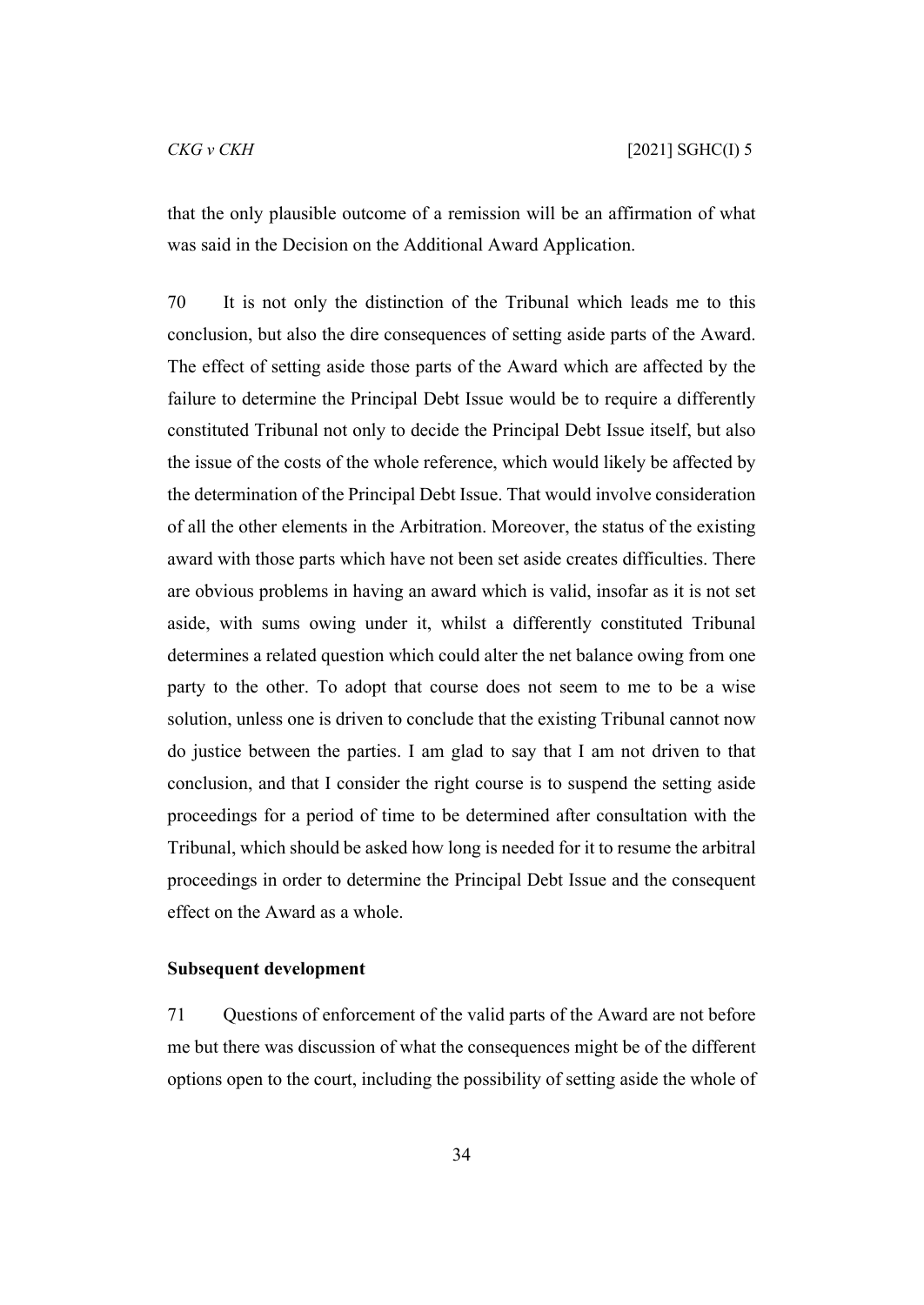that the only plausible outcome of a remission will be an affirmation of what was said in the Decision on the Additional Award Application.

70 It is not only the distinction of the Tribunal which leads me to this conclusion, but also the dire consequences of setting aside parts of the Award. The effect of setting aside those parts of the Award which are affected by the failure to determine the Principal Debt Issue would be to require a differently constituted Tribunal not only to decide the Principal Debt Issue itself, but also the issue of the costs of the whole reference, which would likely be affected by the determination of the Principal Debt Issue. That would involve consideration of all the other elements in the Arbitration. Moreover, the status of the existing award with those parts which have not been set aside creates difficulties. There are obvious problems in having an award which is valid, insofar as it is not set aside, with sums owing under it, whilst a differently constituted Tribunal determines a related question which could alter the net balance owing from one party to the other. To adopt that course does not seem to me to be a wise solution, unless one is driven to conclude that the existing Tribunal cannot now do justice between the parties. I am glad to say that I am not driven to that conclusion, and that I consider the right course is to suspend the setting aside proceedings for a period of time to be determined after consultation with the Tribunal, which should be asked how long is needed for it to resume the arbitral proceedings in order to determine the Principal Debt Issue and the consequent effect on the Award as a whole.

**Subsequent development**

71 Questions of enforcement of the valid parts of the Award are not before me but there was discussion of what the consequences might be of the different options open to the court, including the possibility of setting aside the whole of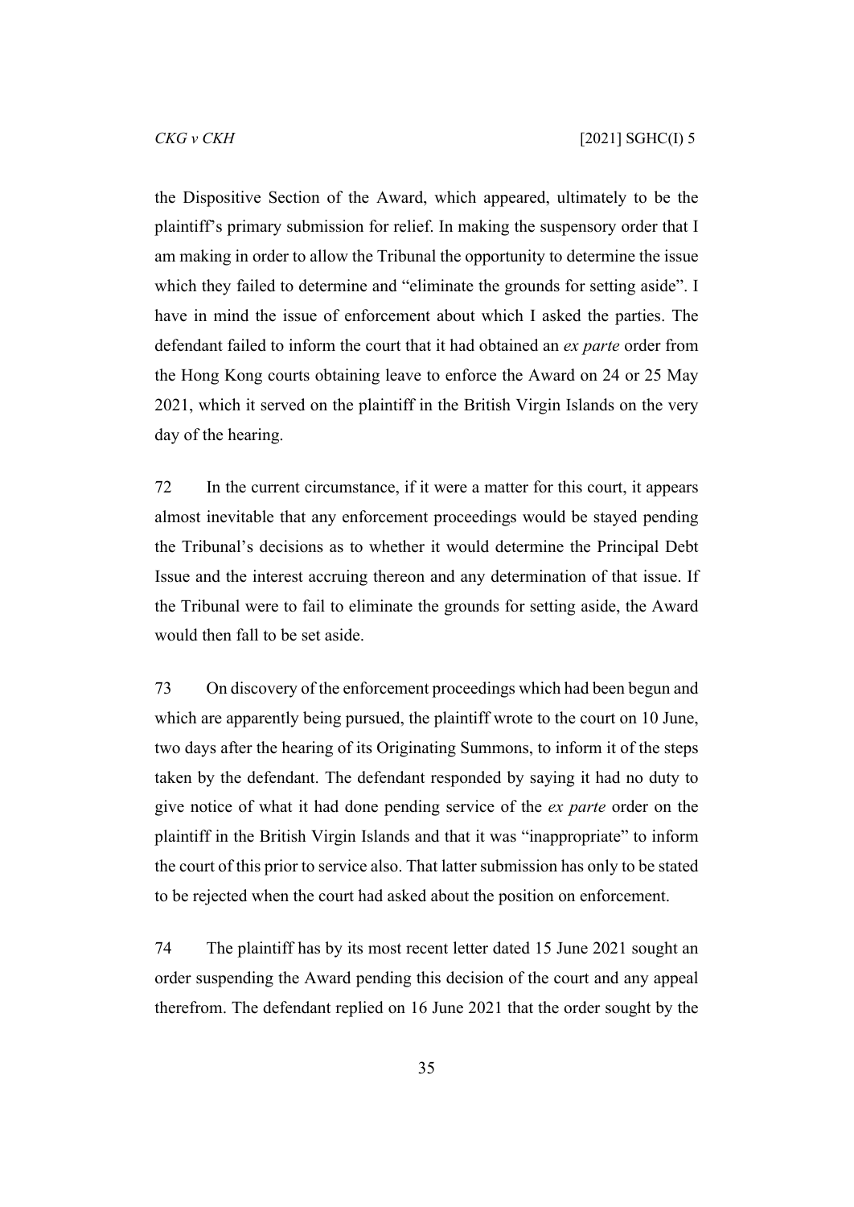the Dispositive Section of the Award, which appeared, ultimately to be the plaintiff's primary submission for relief. In making the suspensory order that I am making in order to allow the Tribunal the opportunity to determine the issue which they failed to determine and "eliminate the grounds for setting aside". I have in mind the issue of enforcement about which I asked the parties. The defendant failed to inform the court that it had obtained an *ex parte* order from the Hong Kong courts obtaining leave to enforce the Award on 24 or 25 May 2021, which it served on the plaintiff in the British Virgin Islands on the very day of the hearing.

72 In the current circumstance, if it were a matter for this court, it appears almost inevitable that any enforcement proceedings would be stayed pending the Tribunal's decisions as to whether it would determine the Principal Debt Issue and the interest accruing thereon and any determination of that issue. If the Tribunal were to fail to eliminate the grounds for setting aside, the Award would then fall to be set aside.

73 On discovery of the enforcement proceedings which had been begun and which are apparently being pursued, the plaintiff wrote to the court on 10 June, two days after the hearing of its Originating Summons, to inform it of the steps taken by the defendant. The defendant responded by saying it had no duty to give notice of what it had done pending service of the *ex parte* order on the plaintiff in the British Virgin Islands and that it was "inappropriate" to inform the court of this prior to service also. That latter submission has only to be stated to be rejected when the court had asked about the position on enforcement.

74 The plaintiff has by its most recent letter dated 15 June 2021 sought an order suspending the Award pending this decision of the court and any appeal therefrom. The defendant replied on 16 June 2021 that the order sought by the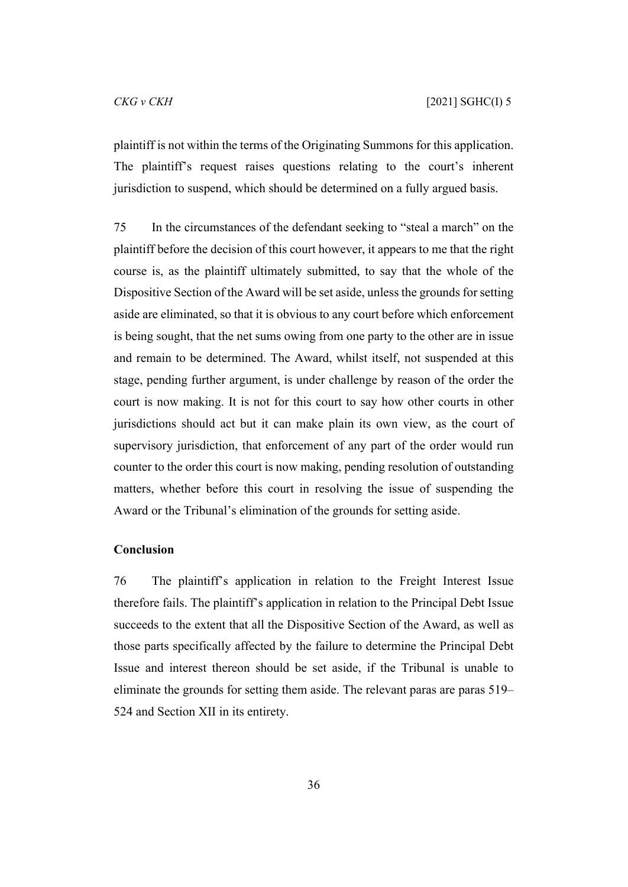plaintiff is not within the terms of the Originating Summons for this application. The plaintiff's request raises questions relating to the court's inherent jurisdiction to suspend, which should be determined on a fully argued basis.

75 In the circumstances of the defendant seeking to "steal a march" on the plaintiff before the decision of this court however, it appears to me that the right course is, as the plaintiff ultimately submitted, to say that the whole of the Dispositive Section of the Award will be set aside, unless the grounds for setting aside are eliminated, so that it is obvious to any court before which enforcement is being sought, that the net sums owing from one party to the other are in issue and remain to be determined. The Award, whilst itself, not suspended at this stage, pending further argument, is under challenge by reason of the order the court is now making. It is not for this court to say how other courts in other jurisdictions should act but it can make plain its own view, as the court of supervisory jurisdiction, that enforcement of any part of the order would run counter to the order this court is now making, pending resolution of outstanding matters, whether before this court in resolving the issue of suspending the Award or the Tribunal's elimination of the grounds for setting aside.

**Conclusion**

76 The plaintiff's application in relation to the Freight Interest Issue therefore fails. The plaintiff's application in relation to the Principal Debt Issue succeeds to the extent that all the Dispositive Section of the Award, as well as those parts specifically affected by the failure to determine the Principal Debt Issue and interest thereon should be set aside, if the Tribunal is unable to eliminate the grounds for setting them aside. The relevant paras are paras 519–524 and Section XII in its entirety.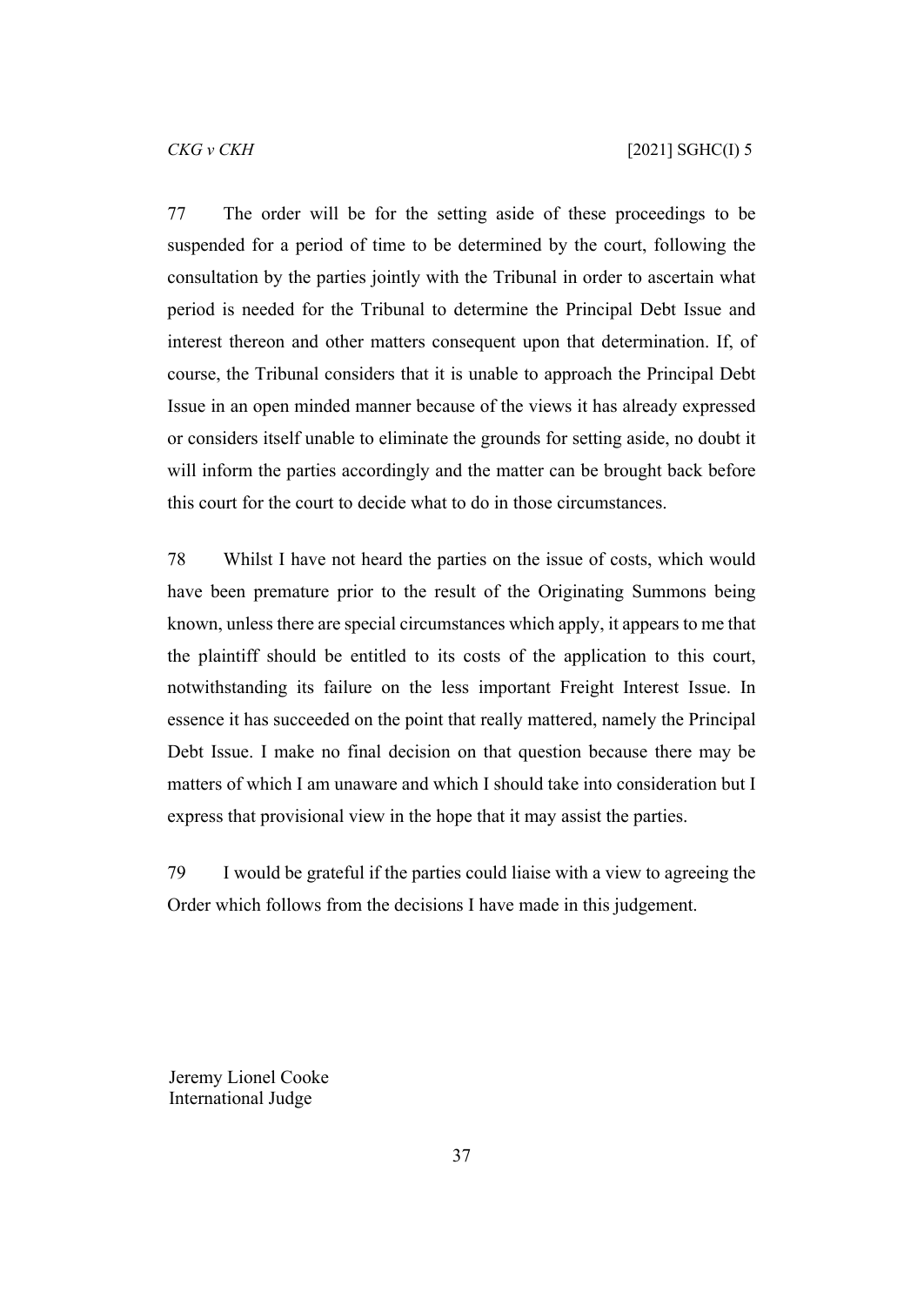77 The order will be for the setting aside of these proceedings to be suspended for a period of time to be determined by the court, following the consultation by the parties jointly with the Tribunal in order to ascertain what period is needed for the Tribunal to determine the Principal Debt Issue and interest thereon and other matters consequent upon that determination. If, of course, the Tribunal considers that it is unable to approach the Principal Debt Issue in an open minded manner because of the views it has already expressed or considers itself unable to eliminate the grounds for setting aside, no doubt it will inform the parties accordingly and the matter can be brought back before this court for the court to decide what to do in those circumstances.

78 Whilst I have not heard the parties on the issue of costs, which would have been premature prior to the result of the Originating Summons being known, unless there are special circumstances which apply, it appears to me that the plaintiff should be entitled to its costs of the application to this court, notwithstanding its failure on the less important Freight Interest Issue. In essence it has succeeded on the point that really mattered, namely the Principal Debt Issue. I make no final decision on that question because there may be matters of which I am unaware and which I should take into consideration but I express that provisional view in the hope that it may assist the parties.

79 I would be grateful if the parties could liaise with a view to agreeing the Order which follows from the decisions I have made in this judgement.

Jeremy Lionel Cooke
International Judge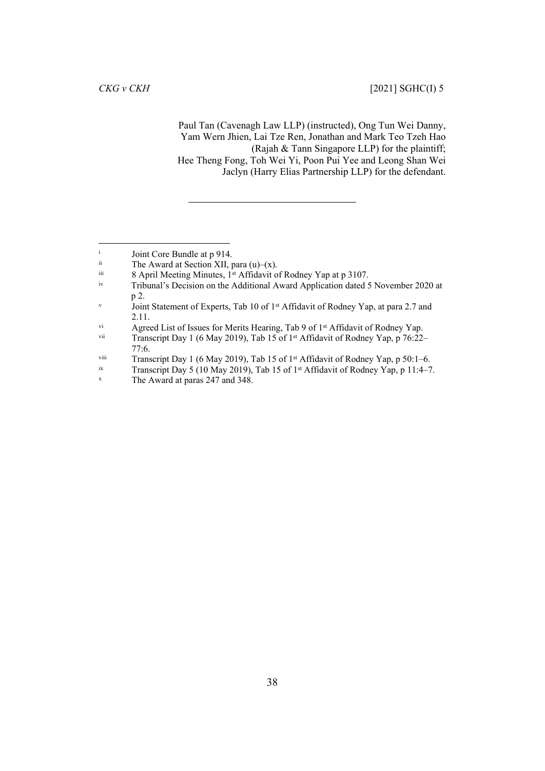Paul Tan (Cavenagh Law LLP) (instructed), Ong Tun Wei Danny, Yam Wern Jhien, Lai Tze Ren, Jonathan and Mark Teo Tzeh Hao (Rajah & Tann Singapore LLP) for the plaintiff;
Hee Theng Fong, Toh Wei Yi, Poon Pui Yee and Leong Shan Wei Jaclyn (Harry Elias Partnership LLP) for the defendant.

---

[i] Joint Core Bundle at p 914.

[ii] The Award at Section XII, para (u)–(x).

[iii] 8 April Meeting Minutes, 1st Affidavit of Rodney Yap at p 3107.

[iv] Tribunal's Decision on the Additional Award Application dated 5 November 2020 at p 2.

[v] Joint Statement of Experts, Tab 10 of 1st Affidavit of Rodney Yap, at para 2.7 and 2.11.

[vi] Agreed List of Issues for Merits Hearing, Tab 9 of 1st Affidavit of Rodney Yap.

[vii] Transcript Day 1 (6 May 2019), Tab 15 of 1st Affidavit of Rodney Yap, p 76:22–77:6.

[viii] Transcript Day 1 (6 May 2019), Tab 15 of 1st Affidavit of Rodney Yap, p 50:1–6.

[ix] Transcript Day 5 (10 May 2019), Tab 15 of 1st Affidavit of Rodney Yap, p 11:4–7.

[x] The Award at paras 247 and 348.